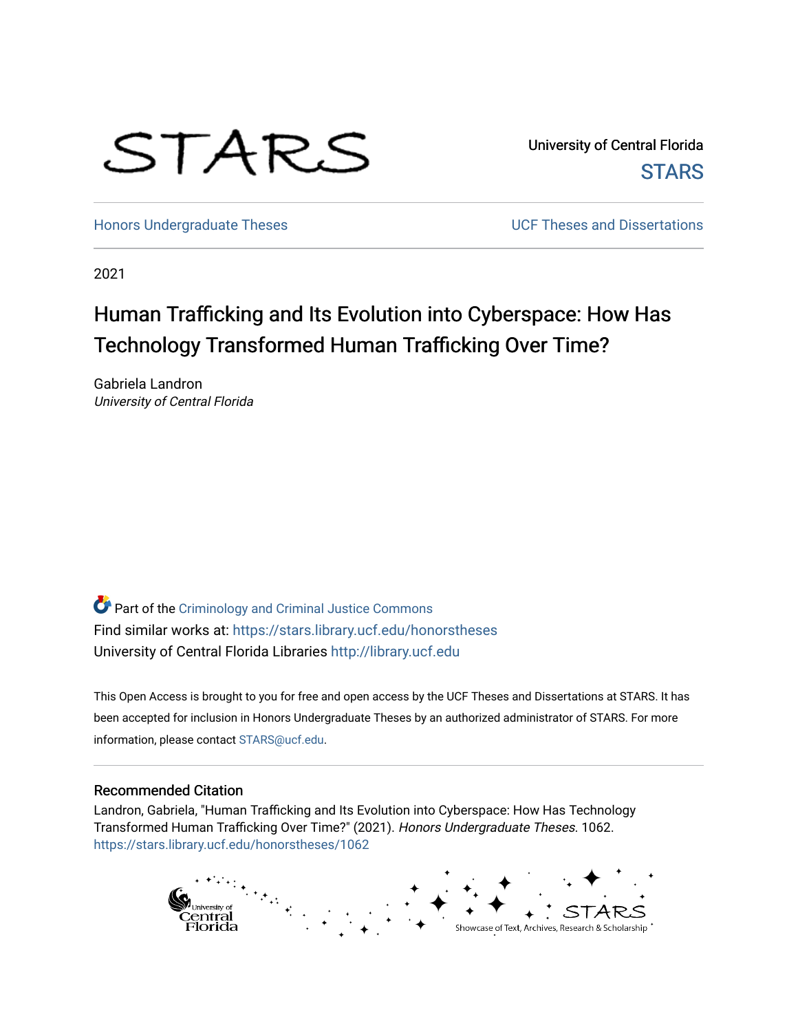STARS

University of Central Florida

STARS

Honors Undergraduate Theses

UCF Theses and Dissertations

2021

# Human Trafficking and Its Evolution into Cyberspace: How Has Technology Transformed Human Trafficking Over Time?

Gabriela Landron
*University of Central Florida*

Part of the Criminology and Criminal Justice Commons
Find similar works at: https://stars.library.ucf.edu/honorstheses
University of Central Florida Libraries http://library.ucf.edu

This Open Access is brought to you for free and open access by the UCF Theses and Dissertations at STARS. It has been accepted for inclusion in Honors Undergraduate Theses by an authorized administrator of STARS. For more information, please contact STARS@ucf.edu.

## Recommended Citation

Landron, Gabriela, "Human Trafficking and Its Evolution into Cyberspace: How Has Technology Transformed Human Trafficking Over Time?" (2021). *Honors Undergraduate Theses*. 1062.
https://stars.library.ucf.edu/honorstheses/1062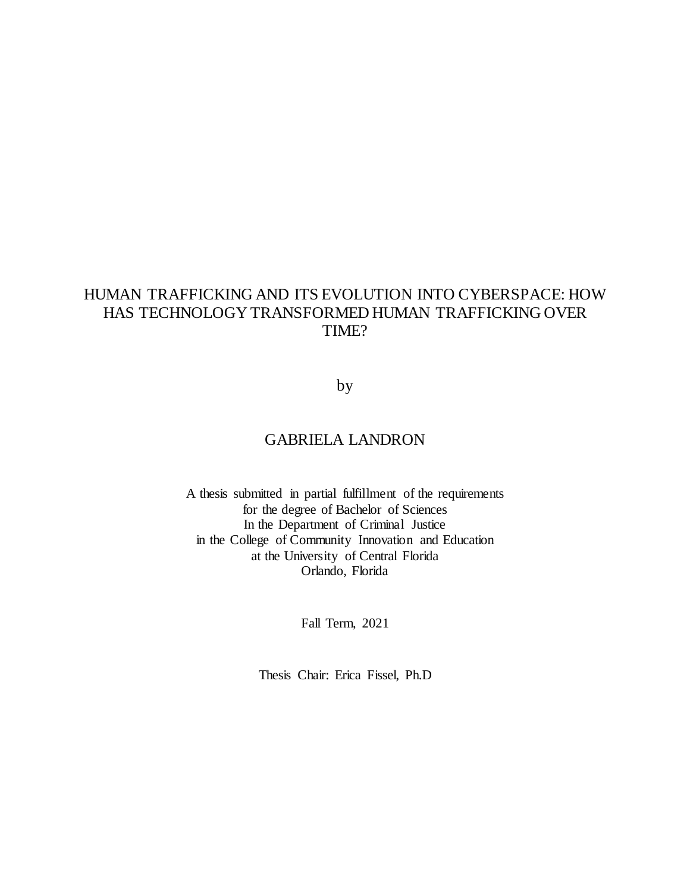# HUMAN TRAFFICKING AND ITS EVOLUTION INTO CYBERSPACE: HOW HAS TECHNOLOGY TRANSFORMED HUMAN TRAFFICKING OVER TIME?

by

GABRIELA LANDRON

A thesis submitted in partial fulfillment of the requirements
for the degree of Bachelor of Sciences
In the Department of Criminal Justice
in the College of Community Innovation and Education
at the University of Central Florida
Orlando, Florida

Fall Term, 2021

Thesis Chair: Erica Fissel, Ph.D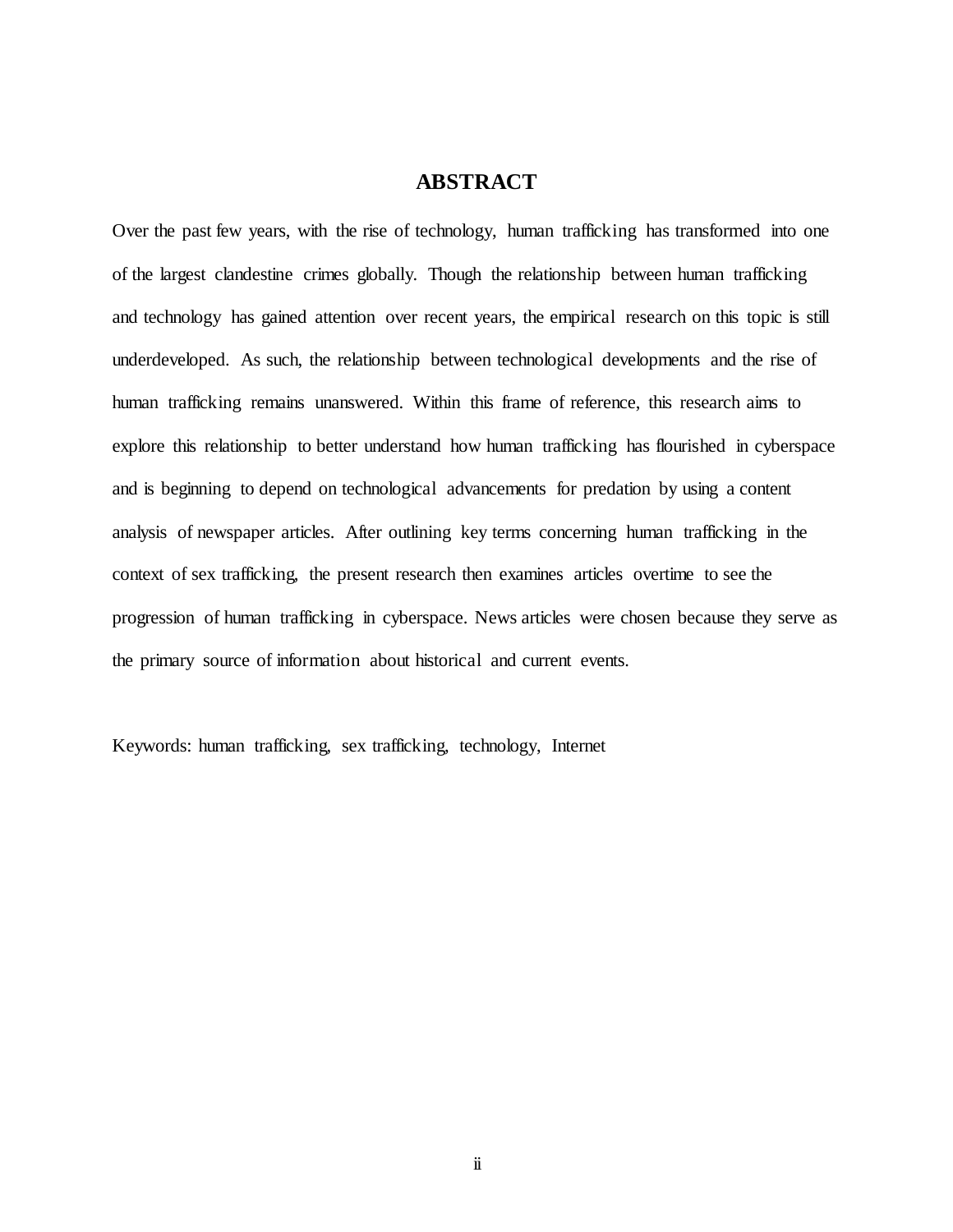# ABSTRACT

Over the past few years, with the rise of technology, human trafficking has transformed into one of the largest clandestine crimes globally. Though the relationship between human trafficking and technology has gained attention over recent years, the empirical research on this topic is still underdeveloped. As such, the relationship between technological developments and the rise of human trafficking remains unanswered. Within this frame of reference, this research aims to explore this relationship to better understand how human trafficking has flourished in cyberspace and is beginning to depend on technological advancements for predation by using a content analysis of newspaper articles. After outlining key terms concerning human trafficking in the context of sex trafficking, the present research then examines articles overtime to see the progression of human trafficking in cyberspace. News articles were chosen because they serve as the primary source of information about historical and current events.

Keywords: human trafficking, sex trafficking, technology, Internet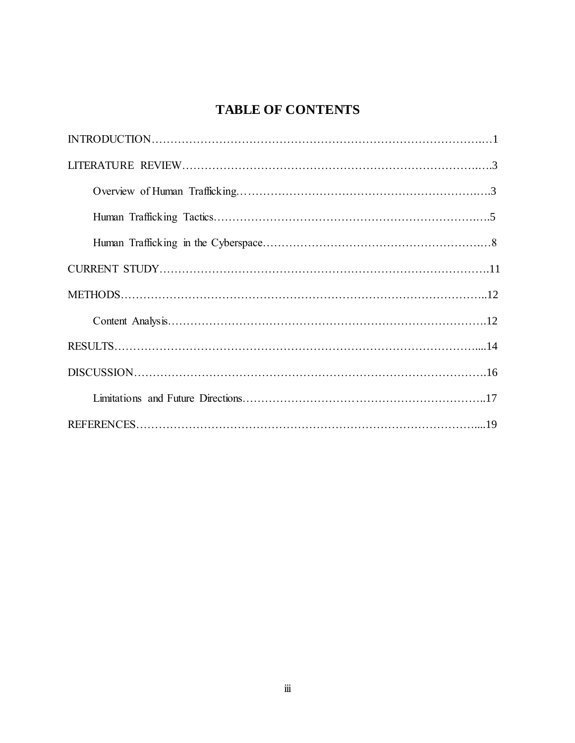# TABLE OF CONTENTS

INTRODUCTION……………………………………………………………………………….…1

LITERATURE REVIEW……………………………………………………………………….….3

Overview of Human Trafficking……………………………………………………….….3

Human Trafficking Tactics……………………………………………………………….5

Human Trafficking in the Cyberspace…………………………………………………….8

CURRENT STUDY…………………………………………………………………………….11

METHODS……………………………………………………………………………………..12

Content Analysis………………………………………………………………………….12

RESULTS……………………………………………………………………………………....14

DISCUSSION…………………………………………………………………………………….16

Limitations and Future Directions………………………………………………………..17

REFERENCES………………………………………………………………………………....19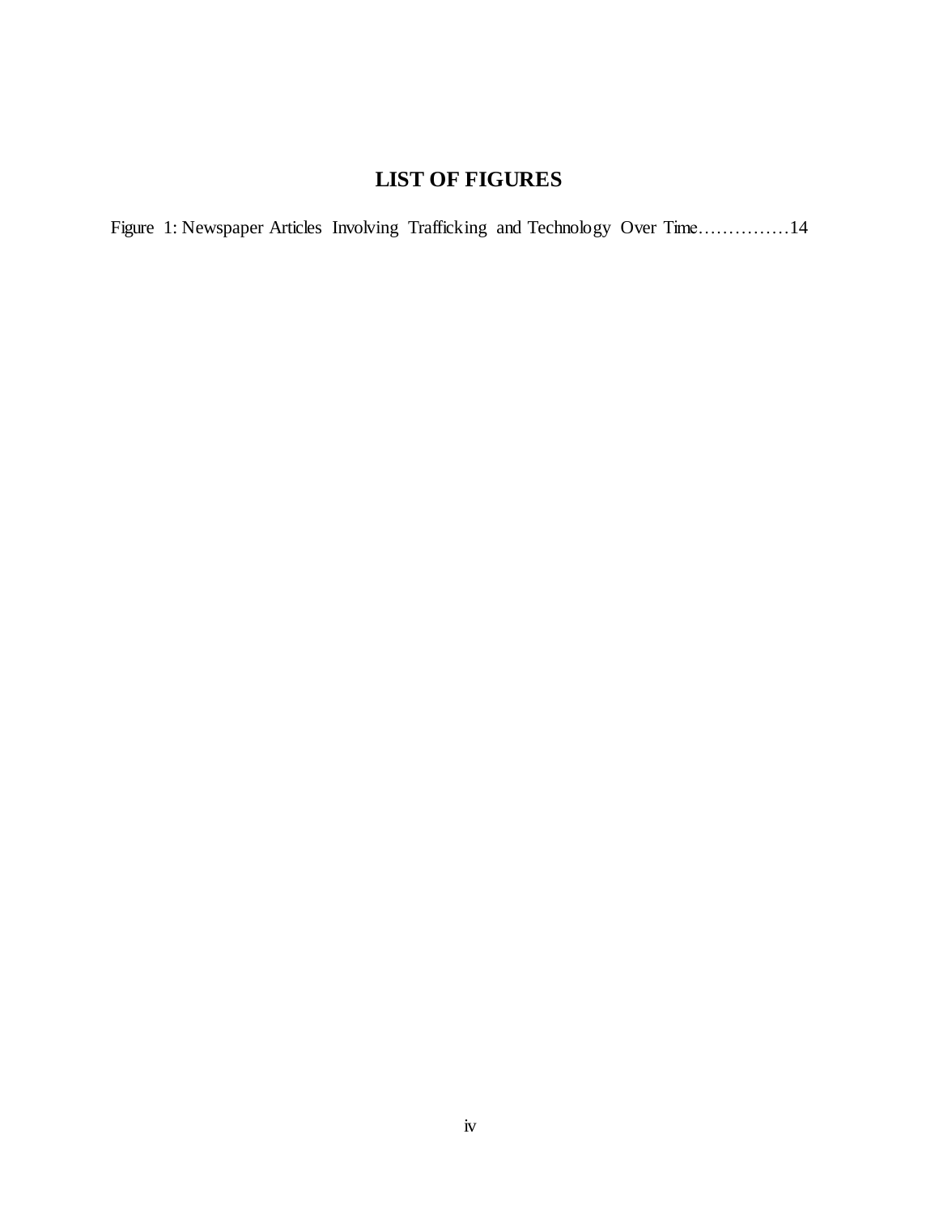# LIST OF FIGURES

Figure 1: Newspaper Articles Involving Trafficking and Technology Over Time……………14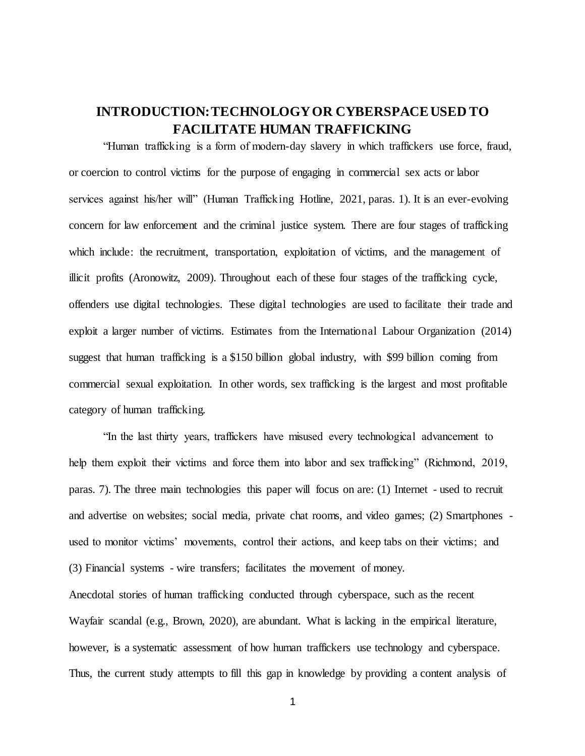# INTRODUCTION: TECHNOLOGY OR CYBERSPACE USED TO FACILITATE HUMAN TRAFFICKING

"Human trafficking is a form of modern-day slavery in which traffickers use force, fraud, or coercion to control victims for the purpose of engaging in commercial sex acts or labor services against his/her will" (Human Trafficking Hotline, 2021, paras. 1). It is an ever-evolving concern for law enforcement and the criminal justice system. There are four stages of trafficking which include: the recruitment, transportation, exploitation of victims, and the management of illicit profits (Aronowitz, 2009). Throughout each of these four stages of the trafficking cycle, offenders use digital technologies. These digital technologies are used to facilitate their trade and exploit a larger number of victims. Estimates from the International Labour Organization (2014) suggest that human trafficking is a $150 billion global industry, with $99 billion coming from commercial sexual exploitation. In other words, sex trafficking is the largest and most profitable category of human trafficking.

"In the last thirty years, traffickers have misused every technological advancement to help them exploit their victims and force them into labor and sex trafficking" (Richmond, 2019, paras. 7). The three main technologies this paper will focus on are: (1) Internet - used to recruit and advertise on websites; social media, private chat rooms, and video games; (2) Smartphones - used to monitor victims' movements, control their actions, and keep tabs on their victims; and (3) Financial systems - wire transfers; facilitates the movement of money.

Anecdotal stories of human trafficking conducted through cyberspace, such as the recent Wayfair scandal (e.g., Brown, 2020), are abundant. What is lacking in the empirical literature, however, is a systematic assessment of how human traffickers use technology and cyberspace. Thus, the current study attempts to fill this gap in knowledge by providing a content analysis of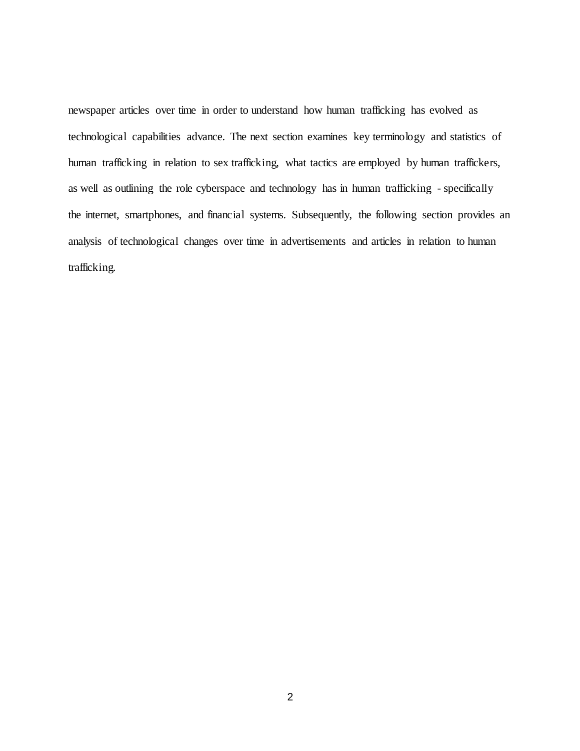newspaper articles over time in order to understand how human trafficking has evolved as technological capabilities advance. The next section examines key terminology and statistics of human trafficking in relation to sex trafficking, what tactics are employed by human traffickers, as well as outlining the role cyberspace and technology has in human trafficking - specifically the internet, smartphones, and financial systems. Subsequently, the following section provides an analysis of technological changes over time in advertisements and articles in relation to human trafficking.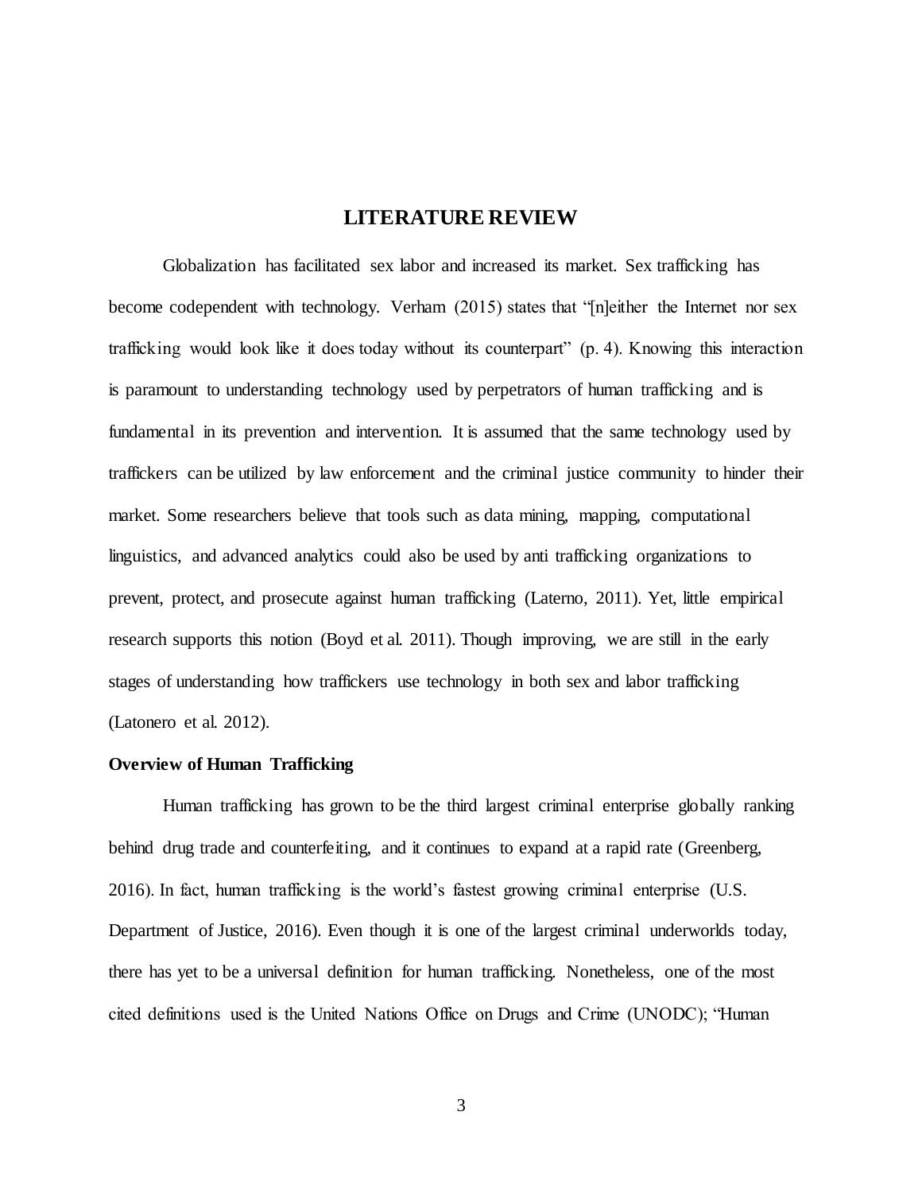# LITERATURE REVIEW

Globalization has facilitated sex labor and increased its market. Sex trafficking has become codependent with technology. Verham (2015) states that "[n]either the Internet nor sex trafficking would look like it does today without its counterpart" (p. 4). Knowing this interaction is paramount to understanding technology used by perpetrators of human trafficking and is fundamental in its prevention and intervention. It is assumed that the same technology used by traffickers can be utilized by law enforcement and the criminal justice community to hinder their market. Some researchers believe that tools such as data mining, mapping, computational linguistics, and advanced analytics could also be used by anti trafficking organizations to prevent, protect, and prosecute against human trafficking (Laterno, 2011). Yet, little empirical research supports this notion (Boyd et al. 2011). Though improving, we are still in the early stages of understanding how traffickers use technology in both sex and labor trafficking (Latonero et al. 2012).

**Overview of Human Trafficking**

Human trafficking has grown to be the third largest criminal enterprise globally ranking behind drug trade and counterfeiting, and it continues to expand at a rapid rate (Greenberg, 2016). In fact, human trafficking is the world's fastest growing criminal enterprise (U.S. Department of Justice, 2016). Even though it is one of the largest criminal underworlds today, there has yet to be a universal definition for human trafficking. Nonetheless, one of the most cited definitions used is the United Nations Office on Drugs and Crime (UNODC); "Human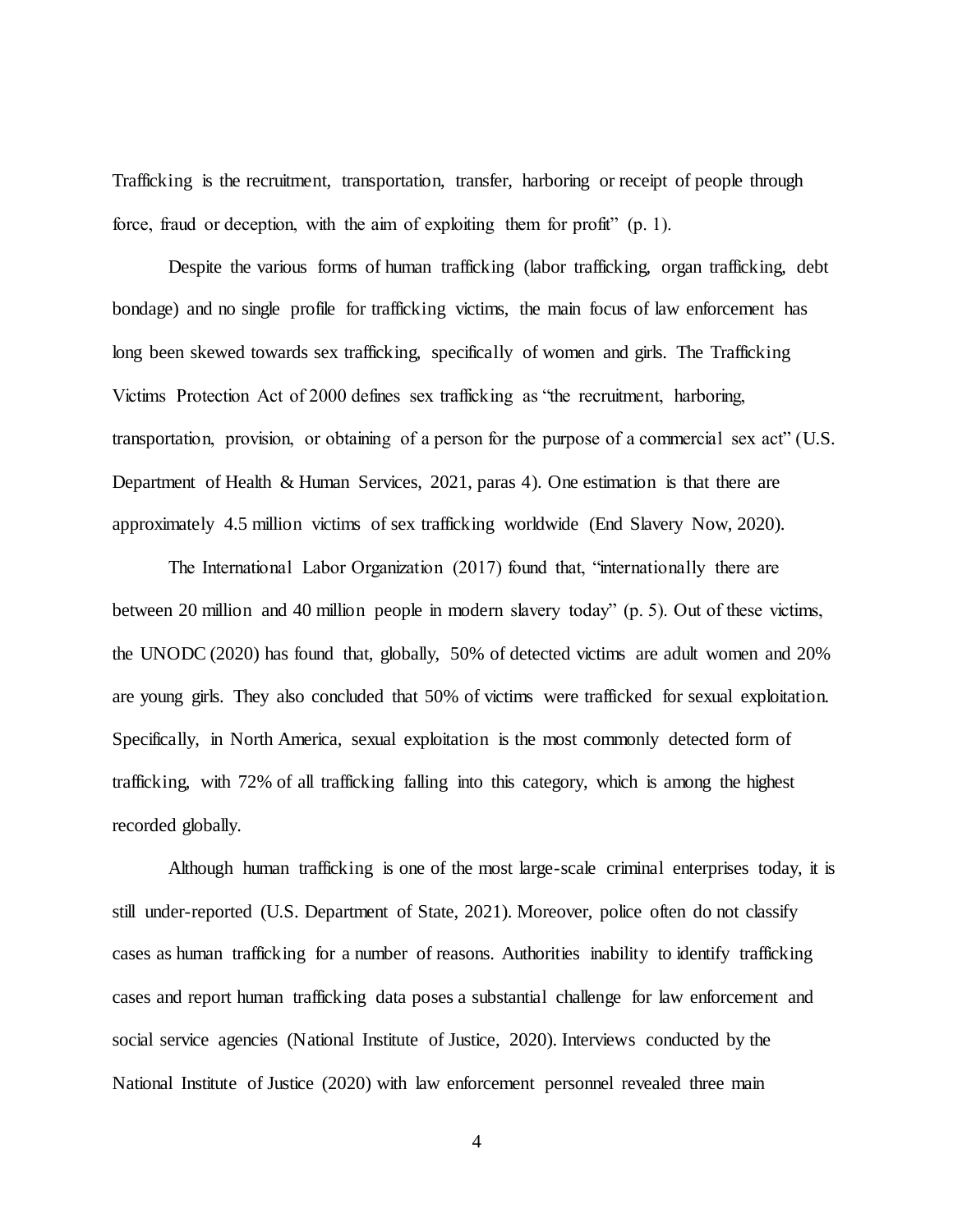Trafficking is the recruitment, transportation, transfer, harboring or receipt of people through force, fraud or deception, with the aim of exploiting them for profit" (p. 1).

Despite the various forms of human trafficking (labor trafficking, organ trafficking, debt bondage) and no single profile for trafficking victims, the main focus of law enforcement has long been skewed towards sex trafficking, specifically of women and girls. The Trafficking Victims Protection Act of 2000 defines sex trafficking as "the recruitment, harboring, transportation, provision, or obtaining of a person for the purpose of a commercial sex act" (U.S. Department of Health & Human Services, 2021, paras 4). One estimation is that there are approximately 4.5 million victims of sex trafficking worldwide (End Slavery Now, 2020).

The International Labor Organization (2017) found that, "internationally there are between 20 million and 40 million people in modern slavery today" (p. 5). Out of these victims, the UNODC (2020) has found that, globally, 50% of detected victims are adult women and 20% are young girls. They also concluded that 50% of victims were trafficked for sexual exploitation. Specifically, in North America, sexual exploitation is the most commonly detected form of trafficking, with 72% of all trafficking falling into this category, which is among the highest recorded globally.

Although human trafficking is one of the most large-scale criminal enterprises today, it is still under-reported (U.S. Department of State, 2021). Moreover, police often do not classify cases as human trafficking for a number of reasons. Authorities inability to identify trafficking cases and report human trafficking data poses a substantial challenge for law enforcement and social service agencies (National Institute of Justice, 2020). Interviews conducted by the National Institute of Justice (2020) with law enforcement personnel revealed three main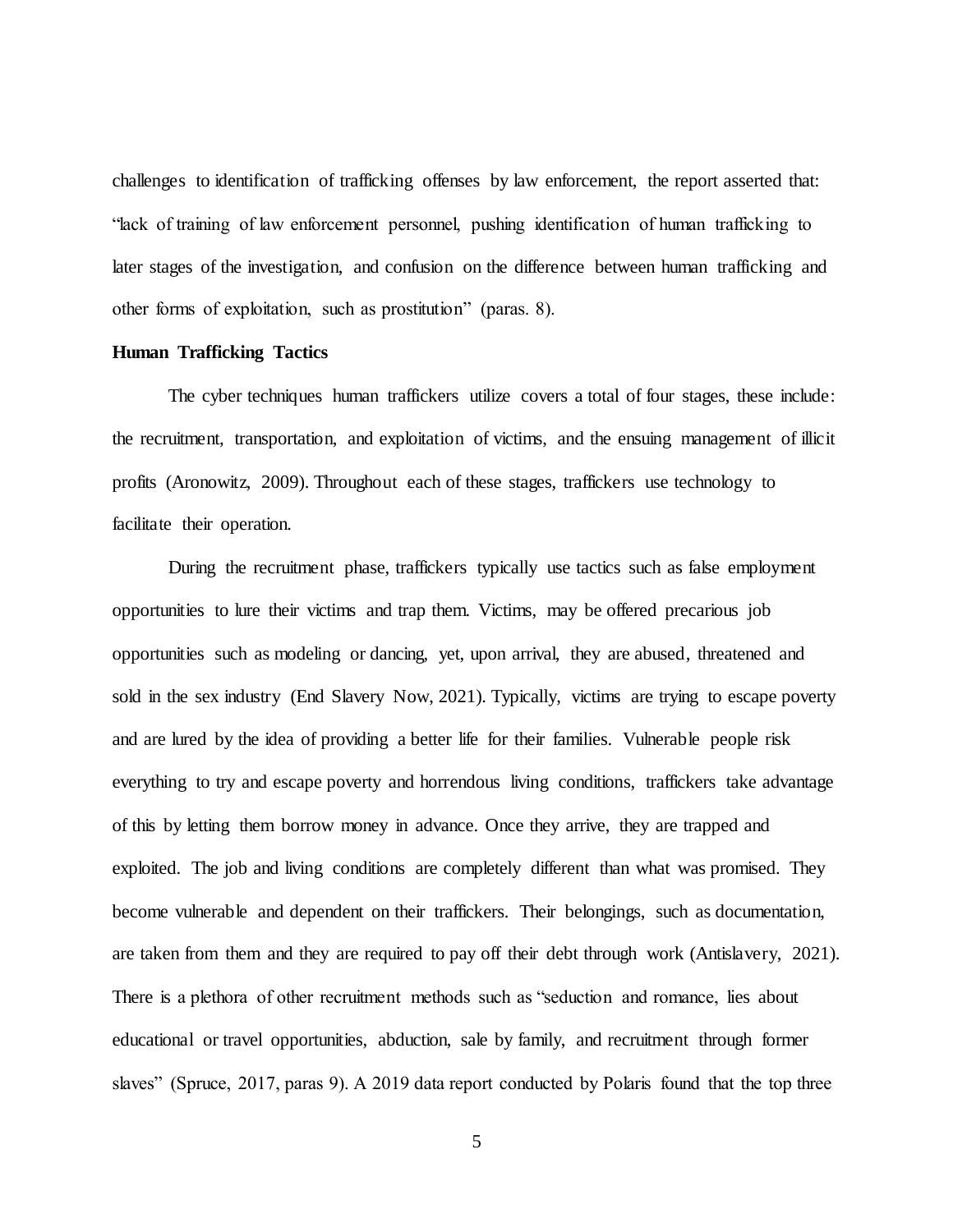challenges to identification of trafficking offenses by law enforcement, the report asserted that: "lack of training of law enforcement personnel, pushing identification of human trafficking to later stages of the investigation, and confusion on the difference between human trafficking and other forms of exploitation, such as prostitution" (paras. 8).

**Human Trafficking Tactics**

The cyber techniques human traffickers utilize covers a total of four stages, these include: the recruitment, transportation, and exploitation of victims, and the ensuing management of illicit profits (Aronowitz, 2009). Throughout each of these stages, traffickers use technology to facilitate their operation.

During the recruitment phase, traffickers typically use tactics such as false employment opportunities to lure their victims and trap them. Victims, may be offered precarious job opportunities such as modeling or dancing, yet, upon arrival, they are abused, threatened and sold in the sex industry (End Slavery Now, 2021). Typically, victims are trying to escape poverty and are lured by the idea of providing a better life for their families. Vulnerable people risk everything to try and escape poverty and horrendous living conditions, traffickers take advantage of this by letting them borrow money in advance. Once they arrive, they are trapped and exploited. The job and living conditions are completely different than what was promised. They become vulnerable and dependent on their traffickers. Their belongings, such as documentation, are taken from them and they are required to pay off their debt through work (Antislavery, 2021). There is a plethora of other recruitment methods such as "seduction and romance, lies about educational or travel opportunities, abduction, sale by family, and recruitment through former slaves" (Spruce, 2017, paras 9). A 2019 data report conducted by Polaris found that the top three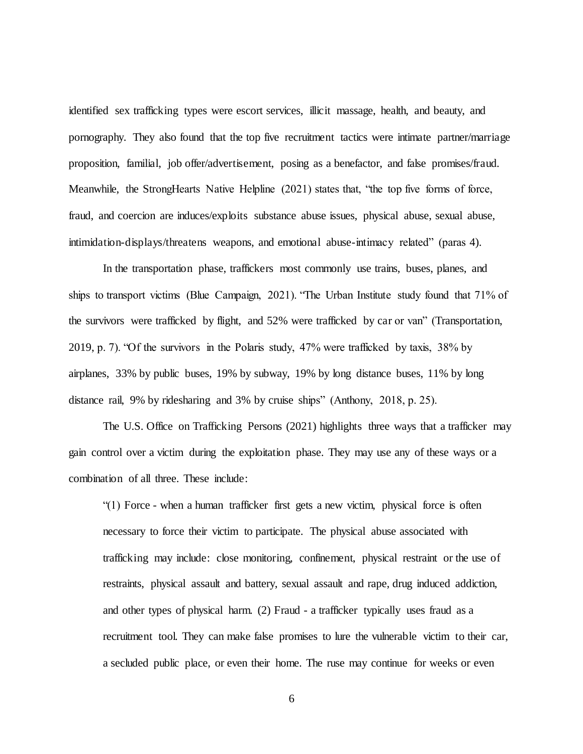identified sex trafficking types were escort services, illicit massage, health, and beauty, and pornography. They also found that the top five recruitment tactics were intimate partner/marriage proposition, familial, job offer/advertisement, posing as a benefactor, and false promises/fraud. Meanwhile, the StrongHearts Native Helpline (2021) states that, "the top five forms of force, fraud, and coercion are induces/exploits substance abuse issues, physical abuse, sexual abuse, intimidation-displays/threatens weapons, and emotional abuse-intimacy related" (paras 4).

In the transportation phase, traffickers most commonly use trains, buses, planes, and ships to transport victims (Blue Campaign, 2021). "The Urban Institute study found that 71% of the survivors were trafficked by flight, and 52% were trafficked by car or van" (Transportation, 2019, p. 7). "Of the survivors in the Polaris study, 47% were trafficked by taxis, 38% by airplanes, 33% by public buses, 19% by subway, 19% by long distance buses, 11% by long distance rail, 9% by ridesharing and 3% by cruise ships" (Anthony, 2018, p. 25).

The U.S. Office on Trafficking Persons (2021) highlights three ways that a trafficker may gain control over a victim during the exploitation phase. They may use any of these ways or a combination of all three. These include:

> "(1) Force - when a human trafficker first gets a new victim, physical force is often necessary to force their victim to participate. The physical abuse associated with trafficking may include: close monitoring, confinement, physical restraint or the use of restraints, physical assault and battery, sexual assault and rape, drug induced addiction, and other types of physical harm. (2) Fraud - a trafficker typically uses fraud as a recruitment tool. They can make false promises to lure the vulnerable victim to their car, a secluded public place, or even their home. The ruse may continue for weeks or even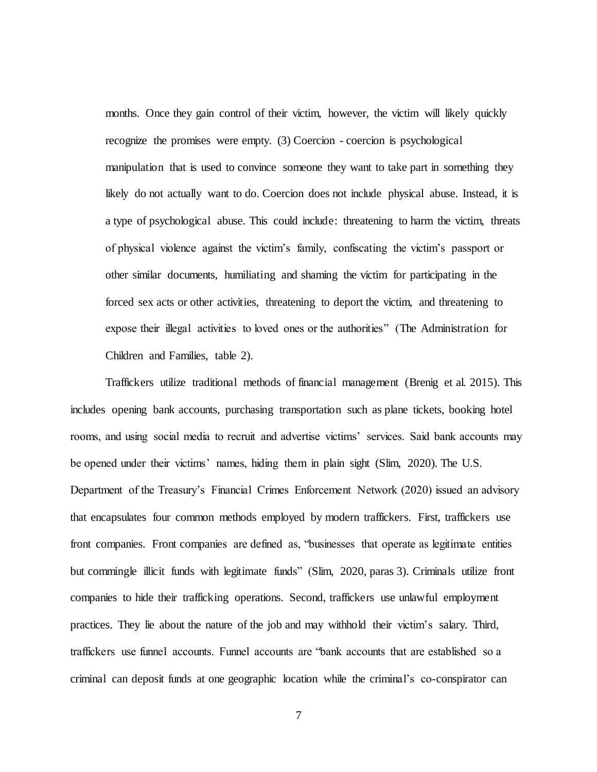months. Once they gain control of their victim, however, the victim will likely quickly recognize the promises were empty. (3) Coercion - coercion is psychological manipulation that is used to convince someone they want to take part in something they likely do not actually want to do. Coercion does not include physical abuse. Instead, it is a type of psychological abuse. This could include: threatening to harm the victim, threats of physical violence against the victim's family, confiscating the victim's passport or other similar documents, humiliating and shaming the victim for participating in the forced sex acts or other activities, threatening to deport the victim, and threatening to expose their illegal activities to loved ones or the authorities" (The Administration for Children and Families, table 2).

Traffickers utilize traditional methods of financial management (Brenig et al. 2015). This includes opening bank accounts, purchasing transportation such as plane tickets, booking hotel rooms, and using social media to recruit and advertise victims' services. Said bank accounts may be opened under their victims' names, hiding them in plain sight (Slim, 2020). The U.S. Department of the Treasury's Financial Crimes Enforcement Network (2020) issued an advisory that encapsulates four common methods employed by modern traffickers. First, traffickers use front companies. Front companies are defined as, "businesses that operate as legitimate entities but commingle illicit funds with legitimate funds" (Slim, 2020, paras 3). Criminals utilize front companies to hide their trafficking operations. Second, traffickers use unlawful employment practices. They lie about the nature of the job and may withhold their victim's salary. Third, traffickers use funnel accounts. Funnel accounts are "bank accounts that are established so a criminal can deposit funds at one geographic location while the criminal's co-conspirator can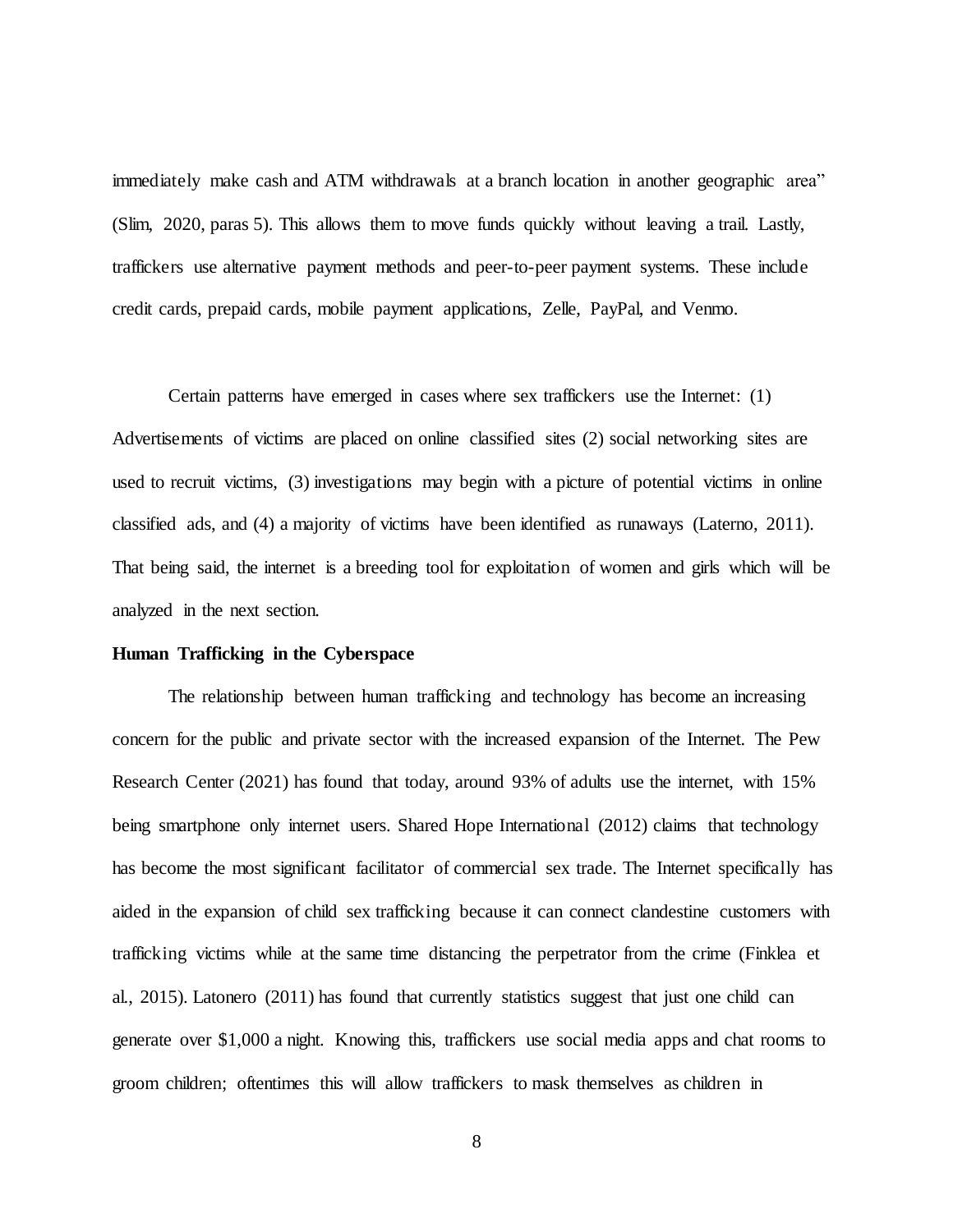immediately make cash and ATM withdrawals at a branch location in another geographic area" (Slim, 2020, paras 5). This allows them to move funds quickly without leaving a trail. Lastly, traffickers use alternative payment methods and peer-to-peer payment systems. These include credit cards, prepaid cards, mobile payment applications, Zelle, PayPal, and Venmo.

Certain patterns have emerged in cases where sex traffickers use the Internet: (1) Advertisements of victims are placed on online classified sites (2) social networking sites are used to recruit victims, (3) investigations may begin with a picture of potential victims in online classified ads, and (4) a majority of victims have been identified as runaways (Laterno, 2011). That being said, the internet is a breeding tool for exploitation of women and girls which will be analyzed in the next section.

**Human Trafficking in the Cyberspace**

The relationship between human trafficking and technology has become an increasing concern for the public and private sector with the increased expansion of the Internet. The Pew Research Center (2021) has found that today, around 93% of adults use the internet, with 15% being smartphone only internet users. Shared Hope International (2012) claims that technology has become the most significant facilitator of commercial sex trade. The Internet specifically has aided in the expansion of child sex trafficking because it can connect clandestine customers with trafficking victims while at the same time distancing the perpetrator from the crime (Finklea et al., 2015). Latonero (2011) has found that currently statistics suggest that just one child can generate over $1,000 a night. Knowing this, traffickers use social media apps and chat rooms to groom children; oftentimes this will allow traffickers to mask themselves as children in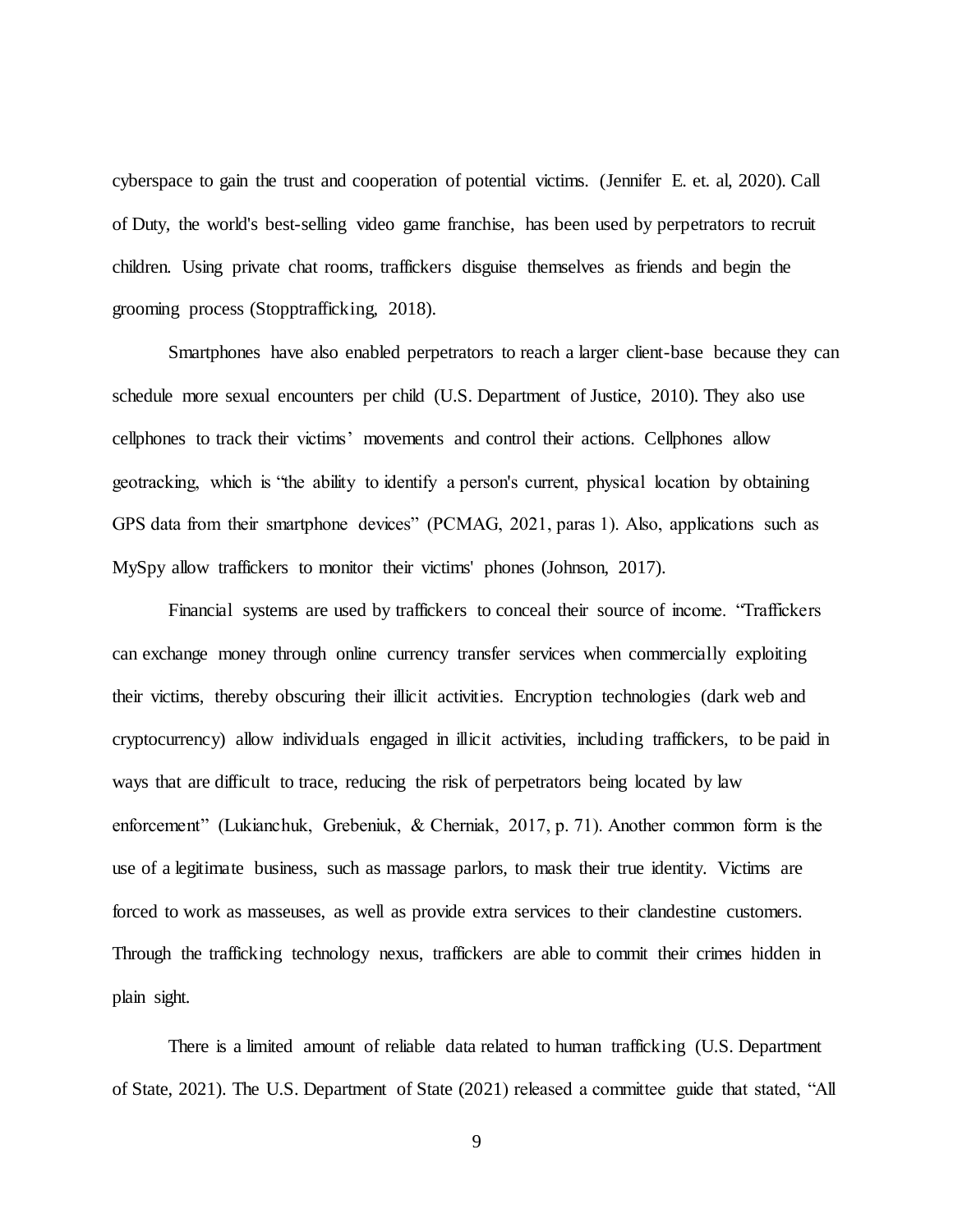cyberspace to gain the trust and cooperation of potential victims. (Jennifer E. et. al, 2020). Call of Duty, the world's best-selling video game franchise, has been used by perpetrators to recruit children. Using private chat rooms, traffickers disguise themselves as friends and begin the grooming process (Stopptrafficking, 2018).

Smartphones have also enabled perpetrators to reach a larger client-base because they can schedule more sexual encounters per child (U.S. Department of Justice, 2010). They also use cellphones to track their victims' movements and control their actions. Cellphones allow geotracking, which is "the ability to identify a person's current, physical location by obtaining GPS data from their smartphone devices" (PCMAG, 2021, paras 1). Also, applications such as MySpy allow traffickers to monitor their victims' phones (Johnson, 2017).

Financial systems are used by traffickers to conceal their source of income. "Traffickers can exchange money through online currency transfer services when commercially exploiting their victims, thereby obscuring their illicit activities. Encryption technologies (dark web and cryptocurrency) allow individuals engaged in illicit activities, including traffickers, to be paid in ways that are difficult to trace, reducing the risk of perpetrators being located by law enforcement" (Lukianchuk, Grebeniuk, & Cherniak, 2017, p. 71). Another common form is the use of a legitimate business, such as massage parlors, to mask their true identity. Victims are forced to work as masseuses, as well as provide extra services to their clandestine customers. Through the trafficking technology nexus, traffickers are able to commit their crimes hidden in plain sight.

There is a limited amount of reliable data related to human trafficking (U.S. Department of State, 2021). The U.S. Department of State (2021) released a committee guide that stated, "All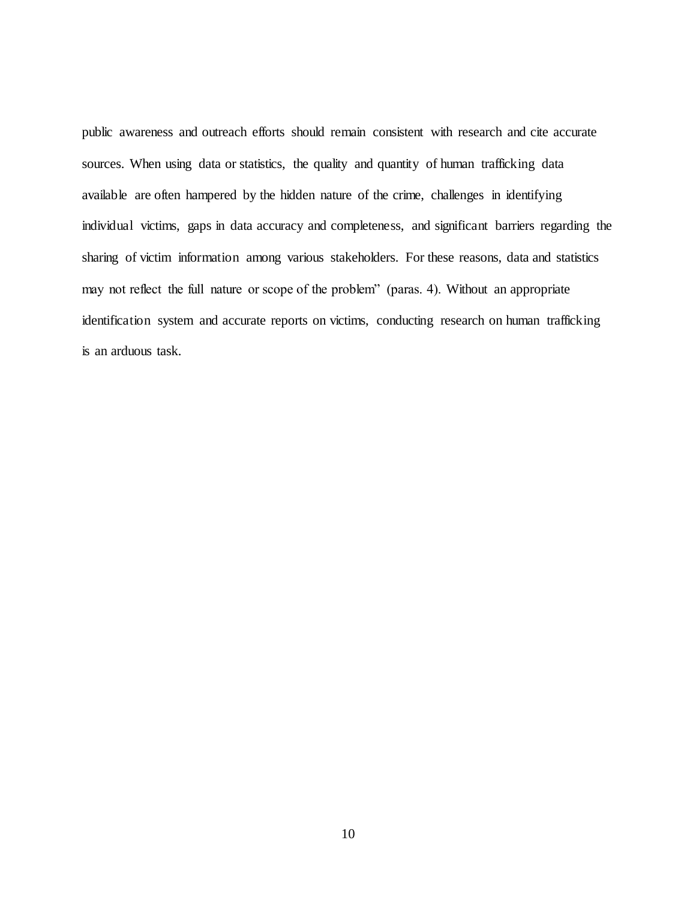public awareness and outreach efforts should remain consistent with research and cite accurate sources. When using data or statistics, the quality and quantity of human trafficking data available are often hampered by the hidden nature of the crime, challenges in identifying individual victims, gaps in data accuracy and completeness, and significant barriers regarding the sharing of victim information among various stakeholders. For these reasons, data and statistics may not reflect the full nature or scope of the problem" (paras. 4). Without an appropriate identification system and accurate reports on victims, conducting research on human trafficking is an arduous task.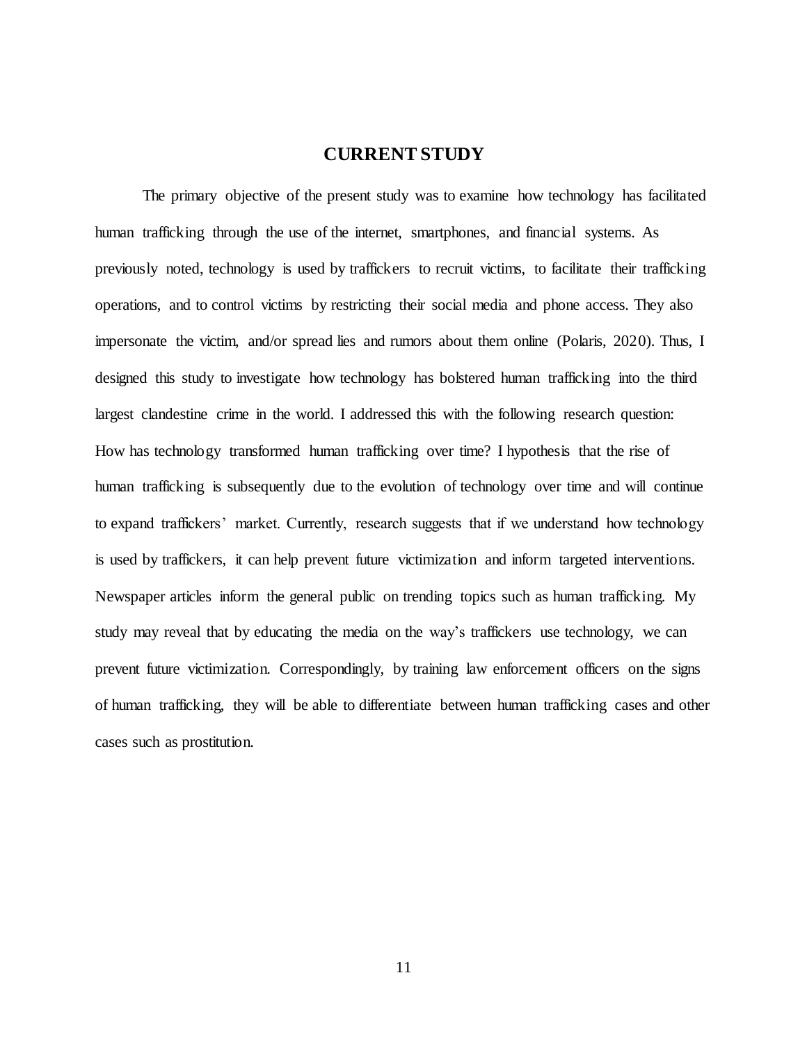# CURRENT STUDY

The primary objective of the present study was to examine how technology has facilitated human trafficking through the use of the internet, smartphones, and financial systems. As previously noted, technology is used by traffickers to recruit victims, to facilitate their trafficking operations, and to control victims by restricting their social media and phone access. They also impersonate the victim, and/or spread lies and rumors about them online (Polaris, 2020). Thus, I designed this study to investigate how technology has bolstered human trafficking into the third largest clandestine crime in the world. I addressed this with the following research question: How has technology transformed human trafficking over time? I hypothesis that the rise of human trafficking is subsequently due to the evolution of technology over time and will continue to expand traffickers' market. Currently, research suggests that if we understand how technology is used by traffickers, it can help prevent future victimization and inform targeted interventions. Newspaper articles inform the general public on trending topics such as human trafficking. My study may reveal that by educating the media on the way's traffickers use technology, we can prevent future victimization. Correspondingly, by training law enforcement officers on the signs of human trafficking, they will be able to differentiate between human trafficking cases and other cases such as prostitution.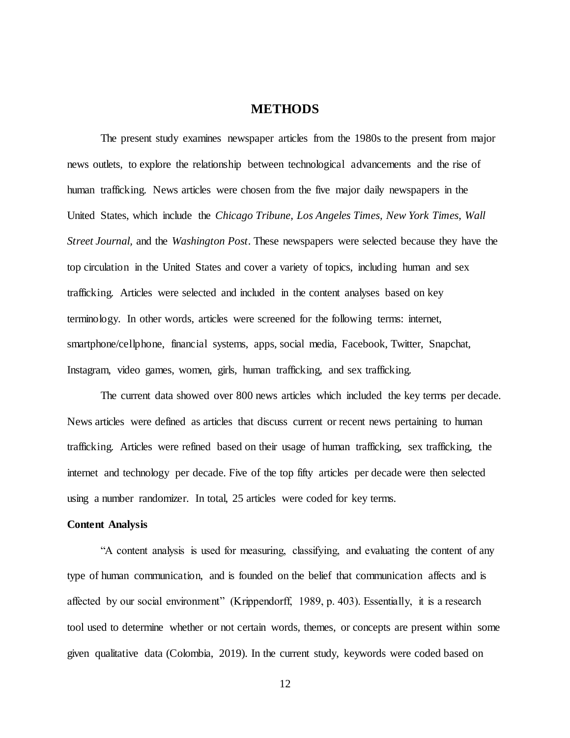# METHODS

The present study examines newspaper articles from the 1980s to the present from major news outlets, to explore the relationship between technological advancements and the rise of human trafficking. News articles were chosen from the five major daily newspapers in the United States, which include the *Chicago Tribune, Los Angeles Times, New York Times, Wall Street Journal,* and the *Washington Post*. These newspapers were selected because they have the top circulation in the United States and cover a variety of topics, including human and sex trafficking. Articles were selected and included in the content analyses based on key terminology. In other words, articles were screened for the following terms: internet, smartphone/cellphone, financial systems, apps, social media, Facebook, Twitter, Snapchat, Instagram, video games, women, girls, human trafficking, and sex trafficking.

The current data showed over 800 news articles which included the key terms per decade. News articles were defined as articles that discuss current or recent news pertaining to human trafficking. Articles were refined based on their usage of human trafficking, sex trafficking, the internet and technology per decade. Five of the top fifty articles per decade were then selected using a number randomizer. In total, 25 articles were coded for key terms.

**Content Analysis**

"A content analysis is used for measuring, classifying, and evaluating the content of any type of human communication, and is founded on the belief that communication affects and is affected by our social environment" (Krippendorff, 1989, p. 403). Essentially, it is a research tool used to determine whether or not certain words, themes, or concepts are present within some given qualitative data (Colombia, 2019). In the current study, keywords were coded based on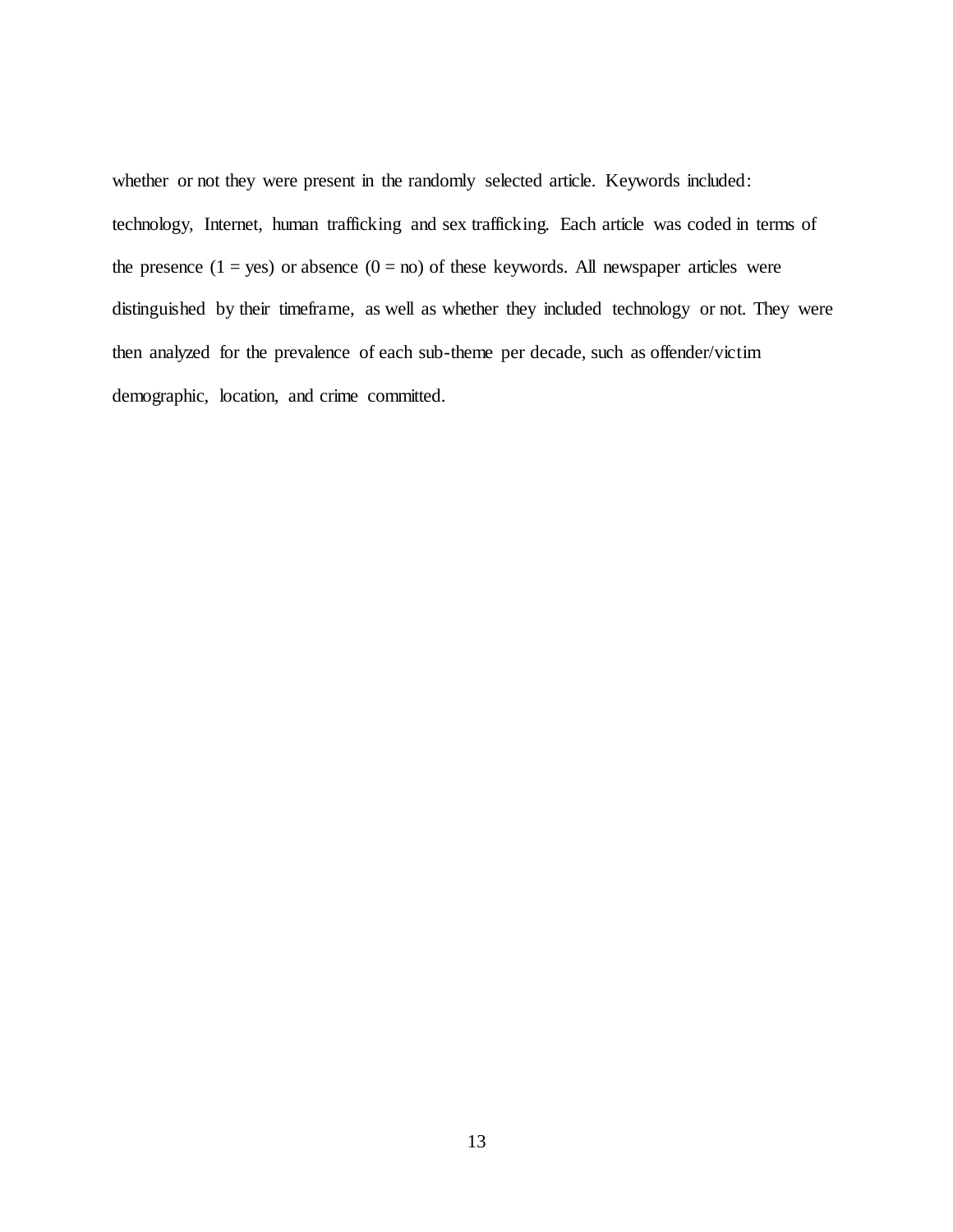whether or not they were present in the randomly selected article. Keywords included: technology, Internet, human trafficking and sex trafficking. Each article was coded in terms of the presence (1 = yes) or absence (0 = no) of these keywords. All newspaper articles were distinguished by their timeframe, as well as whether they included technology or not. They were then analyzed for the prevalence of each sub-theme per decade, such as offender/victim demographic, location, and crime committed.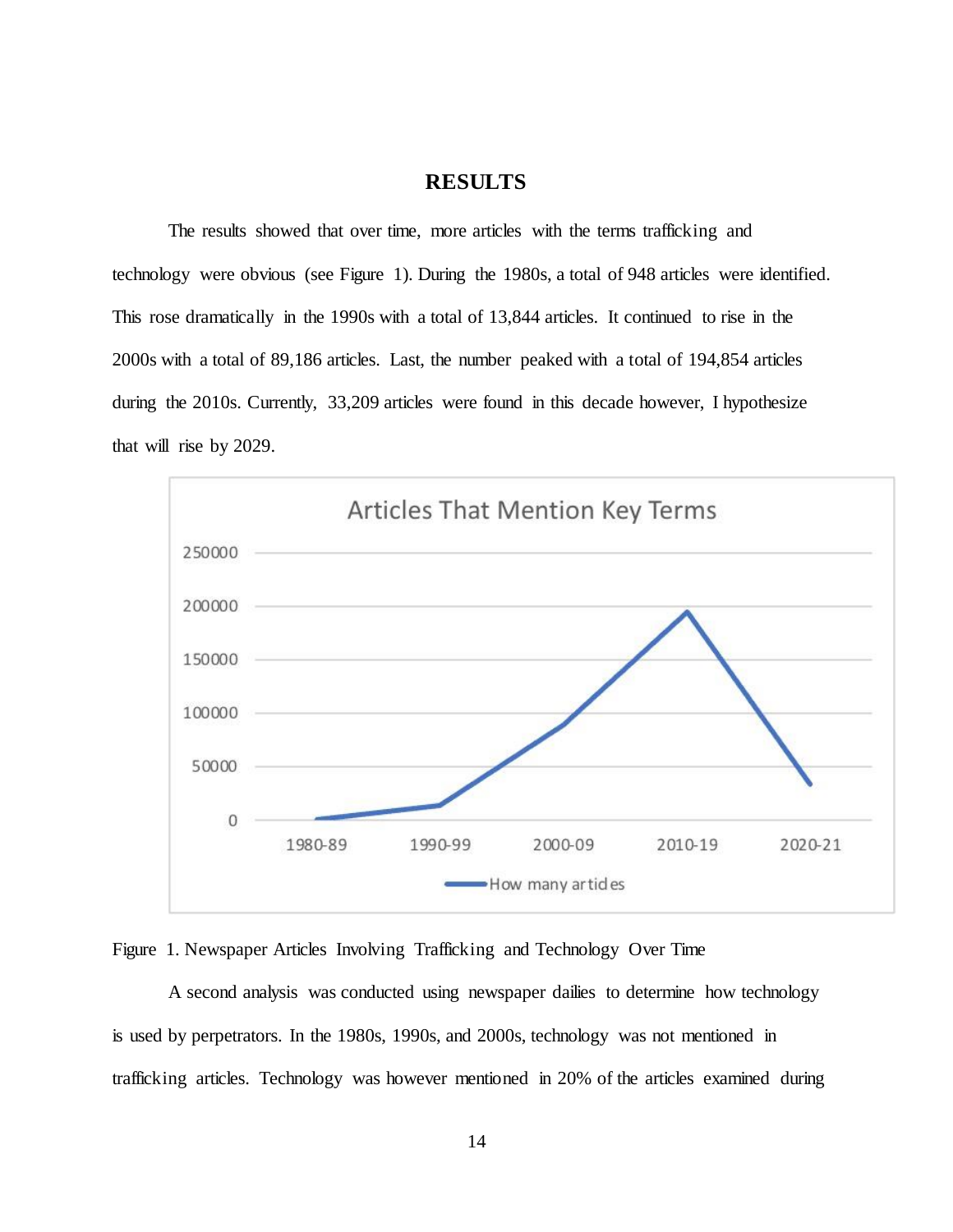# RESULTS

The results showed that over time, more articles with the terms trafficking and technology were obvious (see Figure 1). During the 1980s, a total of 948 articles were identified. This rose dramatically in the 1990s with a total of 13,844 articles. It continued to rise in the 2000s with a total of 89,186 articles. Last, the number peaked with a total of 194,854 articles during the 2010s. Currently, 33,209 articles were found in this decade however, I hypothesize that will rise by 2029.

Articles That Mention Key Terms

250000
200000
150000
100000
50000
0

1980-89
1990-99
2000-09
2010-19
2020-21

How many articles

Figure 1. Newspaper Articles Involving Trafficking and Technology Over Time

A second analysis was conducted using newspaper dailies to determine how technology is used by perpetrators. In the 1980s, 1990s, and 2000s, technology was not mentioned in trafficking articles. Technology was however mentioned in 20% of the articles examined during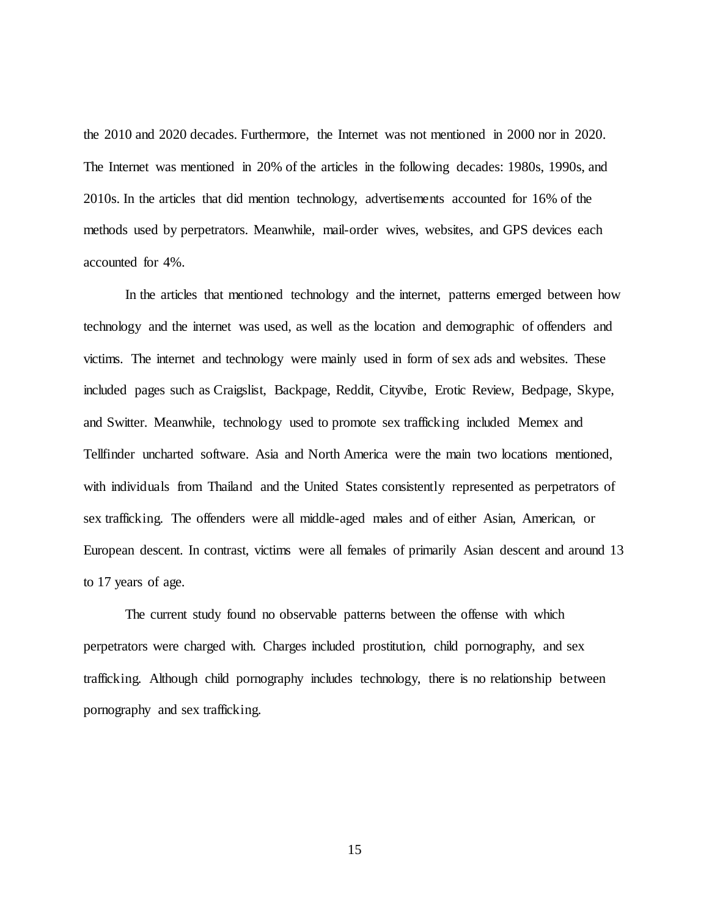the 2010 and 2020 decades. Furthermore, the Internet was not mentioned in 2000 nor in 2020. The Internet was mentioned in 20% of the articles in the following decades: 1980s, 1990s, and 2010s. In the articles that did mention technology, advertisements accounted for 16% of the methods used by perpetrators. Meanwhile, mail-order wives, websites, and GPS devices each accounted for 4%.

In the articles that mentioned technology and the internet, patterns emerged between how technology and the internet was used, as well as the location and demographic of offenders and victims. The internet and technology were mainly used in form of sex ads and websites. These included pages such as Craigslist, Backpage, Reddit, Cityvibe, Erotic Review, Bedpage, Skype, and Switter. Meanwhile, technology used to promote sex trafficking included Memex and Tellfinder uncharted software. Asia and North America were the main two locations mentioned, with individuals from Thailand and the United States consistently represented as perpetrators of sex trafficking. The offenders were all middle-aged males and of either Asian, American, or European descent. In contrast, victims were all females of primarily Asian descent and around 13 to 17 years of age.

The current study found no observable patterns between the offense with which perpetrators were charged with. Charges included prostitution, child pornography, and sex trafficking. Although child pornography includes technology, there is no relationship between pornography and sex trafficking.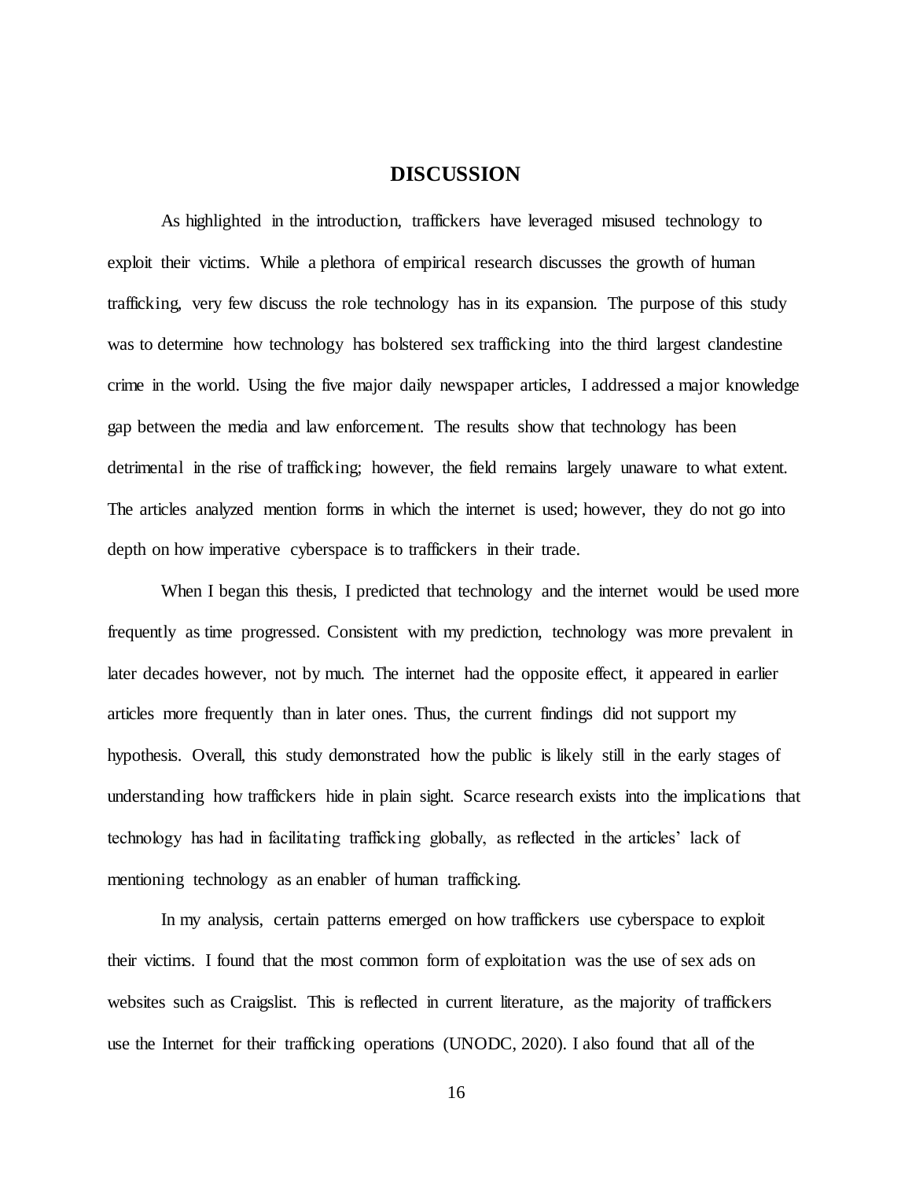# DISCUSSION

As highlighted in the introduction, traffickers have leveraged misused technology to exploit their victims. While a plethora of empirical research discusses the growth of human trafficking, very few discuss the role technology has in its expansion. The purpose of this study was to determine how technology has bolstered sex trafficking into the third largest clandestine crime in the world. Using the five major daily newspaper articles, I addressed a major knowledge gap between the media and law enforcement. The results show that technology has been detrimental in the rise of trafficking; however, the field remains largely unaware to what extent. The articles analyzed mention forms in which the internet is used; however, they do not go into depth on how imperative cyberspace is to traffickers in their trade.

When I began this thesis, I predicted that technology and the internet would be used more frequently as time progressed. Consistent with my prediction, technology was more prevalent in later decades however, not by much. The internet had the opposite effect, it appeared in earlier articles more frequently than in later ones. Thus, the current findings did not support my hypothesis. Overall, this study demonstrated how the public is likely still in the early stages of understanding how traffickers hide in plain sight. Scarce research exists into the implications that technology has had in facilitating trafficking globally, as reflected in the articles' lack of mentioning technology as an enabler of human trafficking.

In my analysis, certain patterns emerged on how traffickers use cyberspace to exploit their victims. I found that the most common form of exploitation was the use of sex ads on websites such as Craigslist. This is reflected in current literature, as the majority of traffickers use the Internet for their trafficking operations (UNODC, 2020). I also found that all of the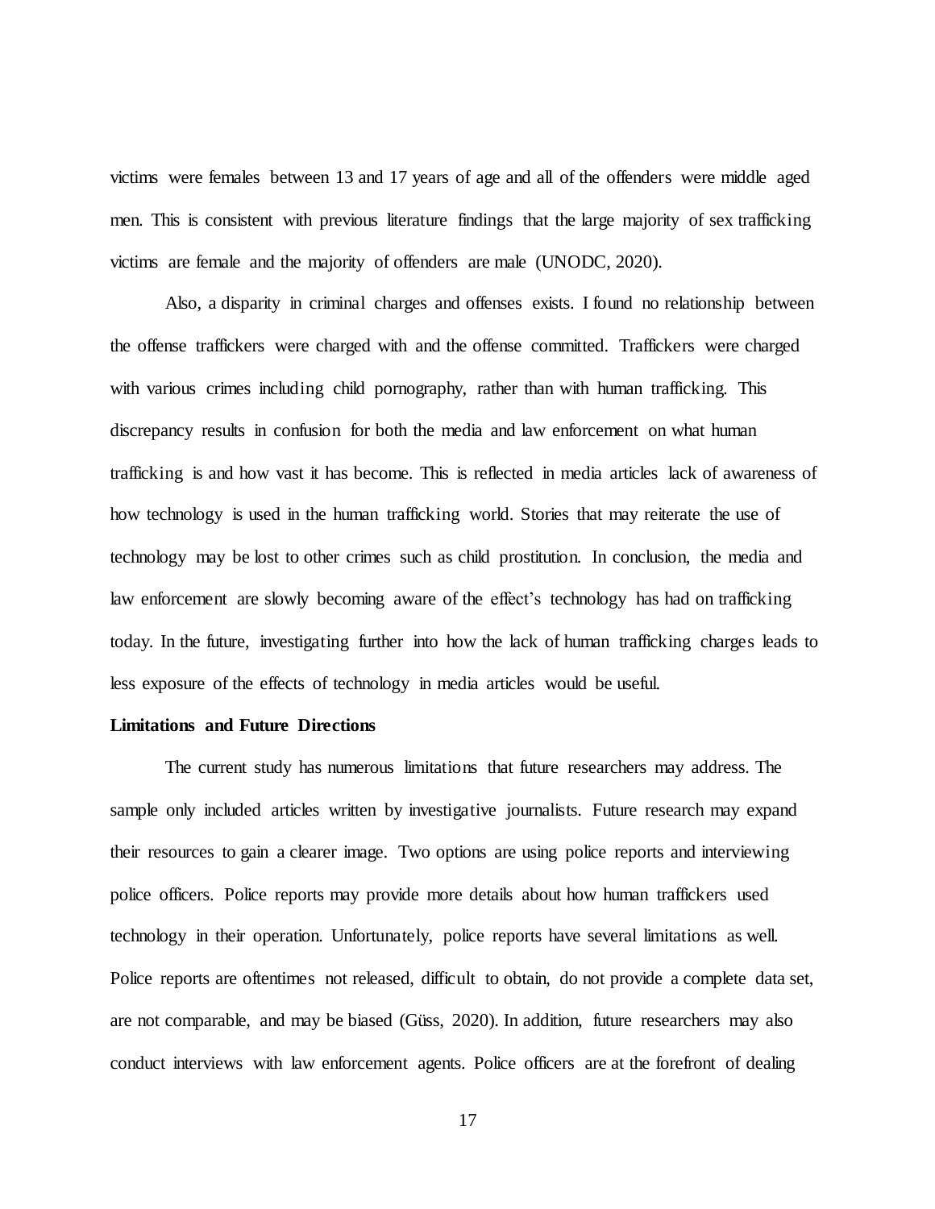victims were females between 13 and 17 years of age and all of the offenders were middle aged men. This is consistent with previous literature findings that the large majority of sex trafficking victims are female and the majority of offenders are male (UNODC, 2020).

Also, a disparity in criminal charges and offenses exists. I found no relationship between the offense traffickers were charged with and the offense committed. Traffickers were charged with various crimes including child pornography, rather than with human trafficking. This discrepancy results in confusion for both the media and law enforcement on what human trafficking is and how vast it has become. This is reflected in media articles lack of awareness of how technology is used in the human trafficking world. Stories that may reiterate the use of technology may be lost to other crimes such as child prostitution. In conclusion, the media and law enforcement are slowly becoming aware of the effect's technology has had on trafficking today. In the future, investigating further into how the lack of human trafficking charges leads to less exposure of the effects of technology in media articles would be useful.

**Limitations and Future Directions**

The current study has numerous limitations that future researchers may address. The sample only included articles written by investigative journalists. Future research may expand their resources to gain a clearer image. Two options are using police reports and interviewing police officers. Police reports may provide more details about how human traffickers used technology in their operation. Unfortunately, police reports have several limitations as well. Police reports are oftentimes not released, difficult to obtain, do not provide a complete data set, are not comparable, and may be biased (Güss, 2020). In addition, future researchers may also conduct interviews with law enforcement agents. Police officers are at the forefront of dealing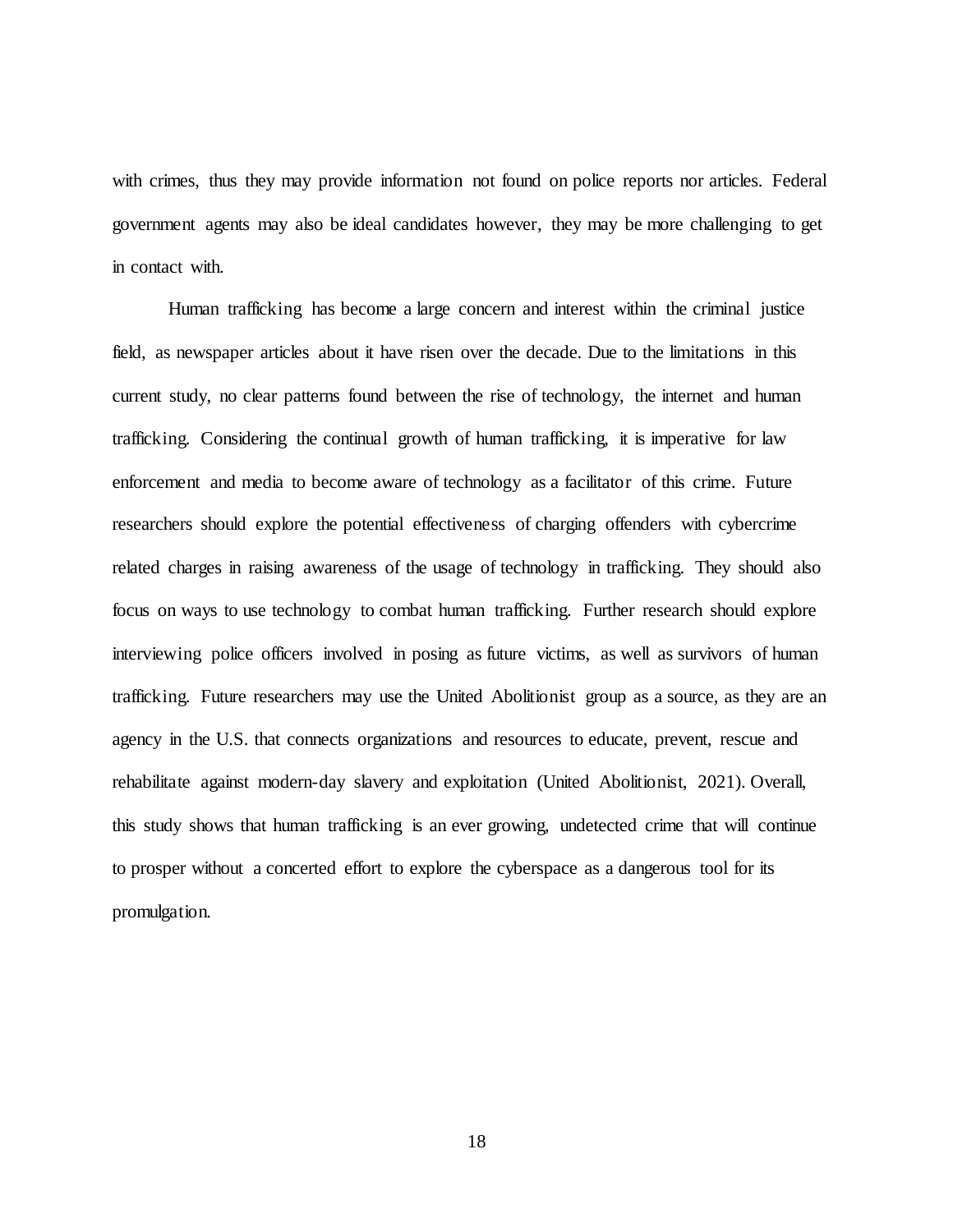with crimes, thus they may provide information not found on police reports nor articles. Federal government agents may also be ideal candidates however, they may be more challenging to get in contact with.

Human trafficking has become a large concern and interest within the criminal justice field, as newspaper articles about it have risen over the decade. Due to the limitations in this current study, no clear patterns found between the rise of technology, the internet and human trafficking. Considering the continual growth of human trafficking, it is imperative for law enforcement and media to become aware of technology as a facilitator of this crime. Future researchers should explore the potential effectiveness of charging offenders with cybercrime related charges in raising awareness of the usage of technology in trafficking. They should also focus on ways to use technology to combat human trafficking. Further research should explore interviewing police officers involved in posing as future victims, as well as survivors of human trafficking. Future researchers may use the United Abolitionist group as a source, as they are an agency in the U.S. that connects organizations and resources to educate, prevent, rescue and rehabilitate against modern-day slavery and exploitation (United Abolitionist, 2021). Overall, this study shows that human trafficking is an ever growing, undetected crime that will continue to prosper without a concerted effort to explore the cyberspace as a dangerous tool for its promulgation.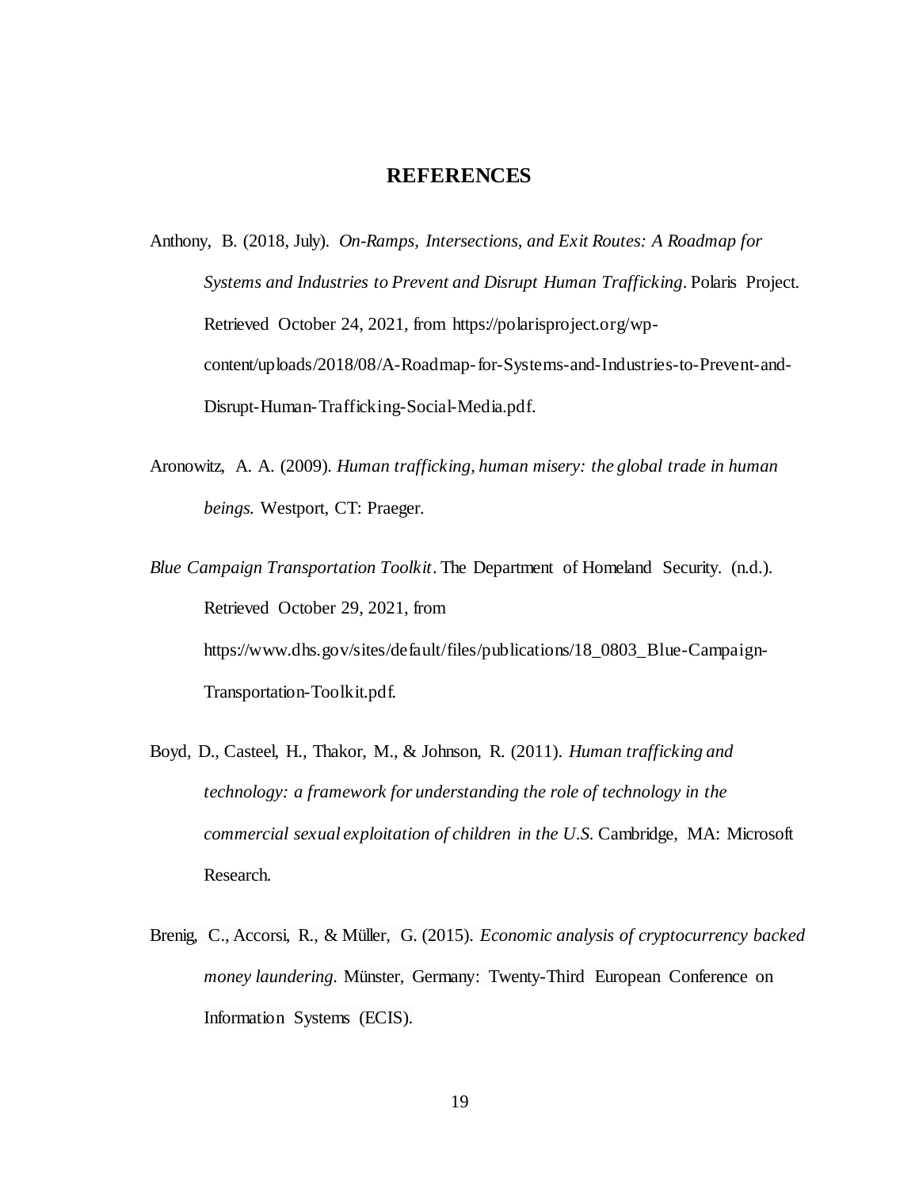# REFERENCES

Anthony, B. (2018, July). *On-Ramps, Intersections, and Exit Routes: A Roadmap for Systems and Industries to Prevent and Disrupt Human Trafficking*. Polaris Project. Retrieved October 24, 2021, from https://polarisproject.org/wp-content/uploads/2018/08/A-Roadmap-for-Systems-and-Industries-to-Prevent-and-Disrupt-Human-Trafficking-Social-Media.pdf.

Aronowitz, A. A. (2009). *Human trafficking, human misery: the global trade in human beings.* Westport, CT: Praeger.

*Blue Campaign Transportation Toolkit*. The Department of Homeland Security. (n.d.). Retrieved October 29, 2021, from https://www.dhs.gov/sites/default/files/publications/18_0803_Blue-Campaign-Transportation-Toolkit.pdf.

Boyd, D., Casteel, H., Thakor, M., & Johnson, R. (2011). *Human trafficking and technology: a framework for understanding the role of technology in the commercial sexual exploitation of children in the U.S.* Cambridge, MA: Microsoft Research.

Brenig, C., Accorsi, R., & Müller, G. (2015). *Economic analysis of cryptocurrency backed money laundering.* Münster, Germany: Twenty-Third European Conference on Information Systems (ECIS).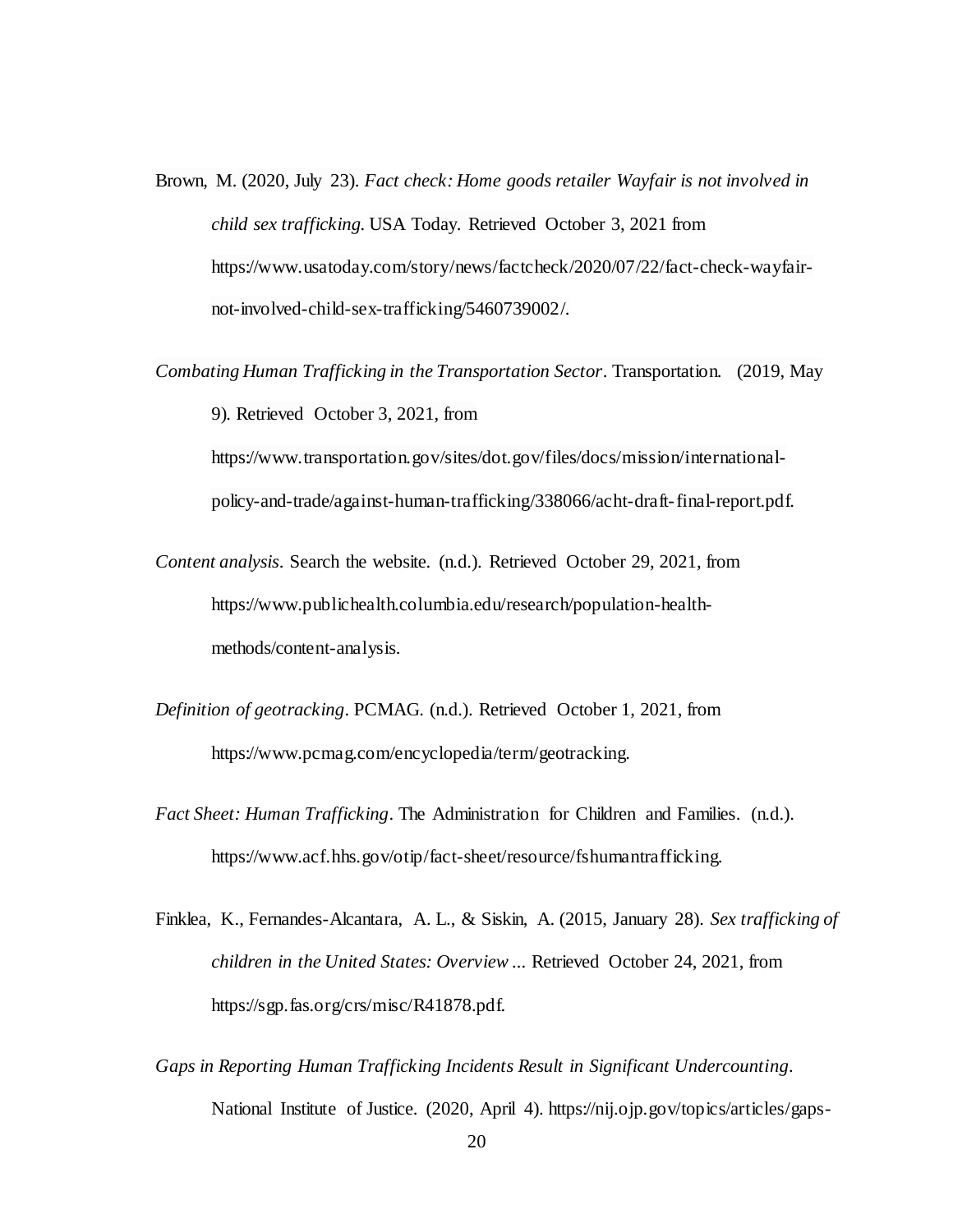Brown, M. (2020, July 23). *Fact check: Home goods retailer Wayfair is not involved in child sex trafficking*. USA Today. Retrieved October 3, 2021 from https://www.usatoday.com/story/news/factcheck/2020/07/22/fact-check-wayfair-not-involved-child-sex-trafficking/5460739002/.

*Combating Human Trafficking in the Transportation Sector*. Transportation. (2019, May 9). Retrieved October 3, 2021, from https://www.transportation.gov/sites/dot.gov/files/docs/mission/international-policy-and-trade/against-human-trafficking/338066/acht-draft-final-report.pdf.

*Content analysis*. Search the website. (n.d.). Retrieved October 29, 2021, from https://www.publichealth.columbia.edu/research/population-health-methods/content-analysis.

*Definition of geotracking*. PCMAG. (n.d.). Retrieved October 1, 2021, from https://www.pcmag.com/encyclopedia/term/geotracking.

*Fact Sheet: Human Trafficking*. The Administration for Children and Families. (n.d.). https://www.acf.hhs.gov/otip/fact-sheet/resource/fshumantrafficking.

Finklea, K., Fernandes-Alcantara, A. L., & Siskin, A. (2015, January 28). *Sex trafficking of children in the United States: Overview ...* Retrieved October 24, 2021, from https://sgp.fas.org/crs/misc/R41878.pdf.

*Gaps in Reporting Human Trafficking Incidents Result in Significant Undercounting*. National Institute of Justice. (2020, April 4). https://nij.ojp.gov/topics/articles/gaps-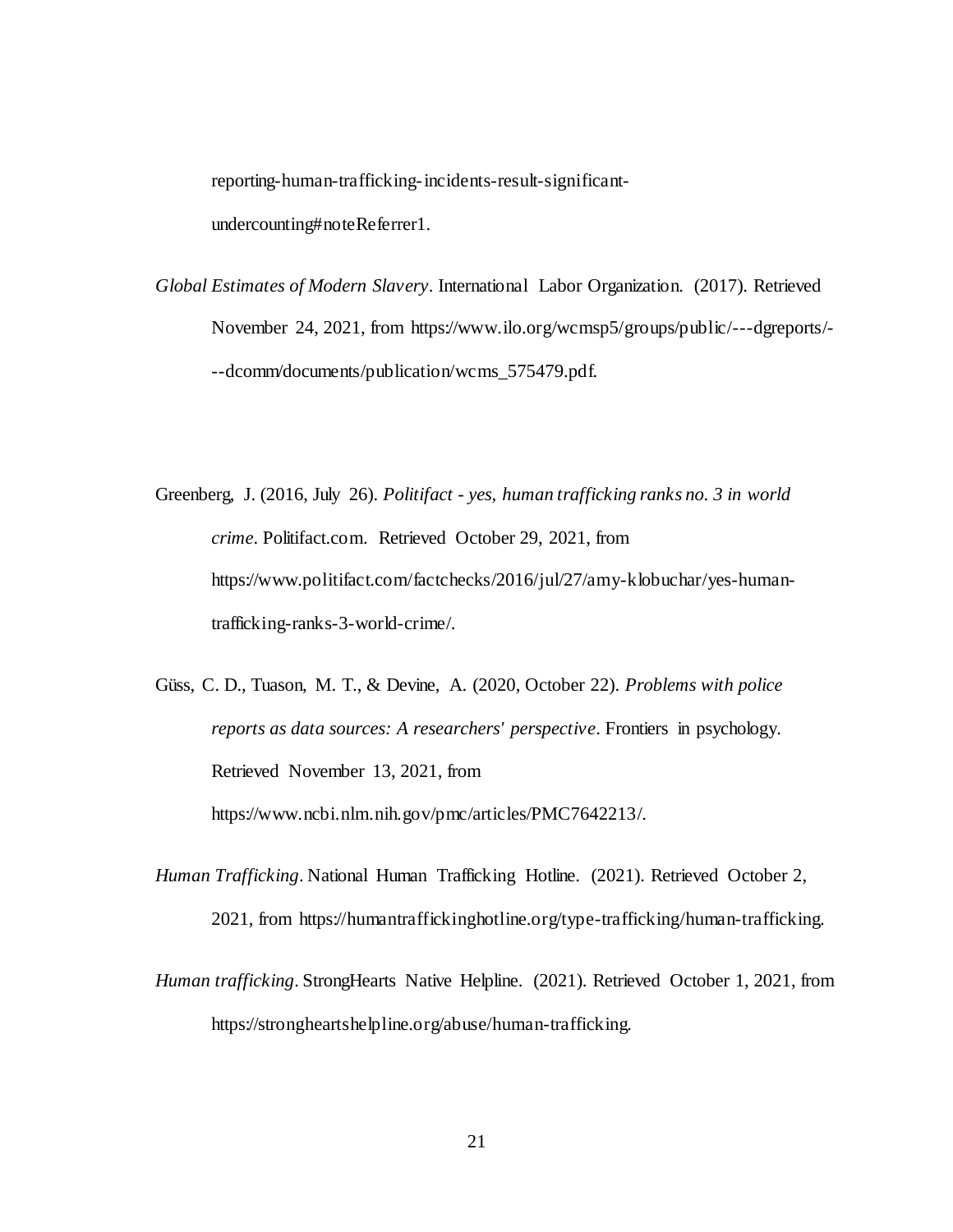reporting-human-trafficking-incidents-result-significant-undercounting#noteReferrer1.

*Global Estimates of Modern Slavery*. International Labor Organization. (2017). Retrieved November 24, 2021, from https://www.ilo.org/wcmsp5/groups/public/---dgreports/---dcomm/documents/publication/wcms_575479.pdf.

Greenberg, J. (2016, July 26). *Politifact - yes, human trafficking ranks no. 3 in world crime*. Politifact.com. Retrieved October 29, 2021, from https://www.politifact.com/factchecks/2016/jul/27/amy-klobuchar/yes-human-trafficking-ranks-3-world-crime/.

Güss, C. D., Tuason, M. T., & Devine, A. (2020, October 22). *Problems with police reports as data sources: A researchers' perspective*. Frontiers in psychology. Retrieved November 13, 2021, from https://www.ncbi.nlm.nih.gov/pmc/articles/PMC7642213/.

*Human Trafficking*. National Human Trafficking Hotline. (2021). Retrieved October 2, 2021, from https://humantraffickinghotline.org/type-trafficking/human-trafficking.

*Human trafficking*. StrongHearts Native Helpline. (2021). Retrieved October 1, 2021, from https://strongheartshelpline.org/abuse/human-trafficking.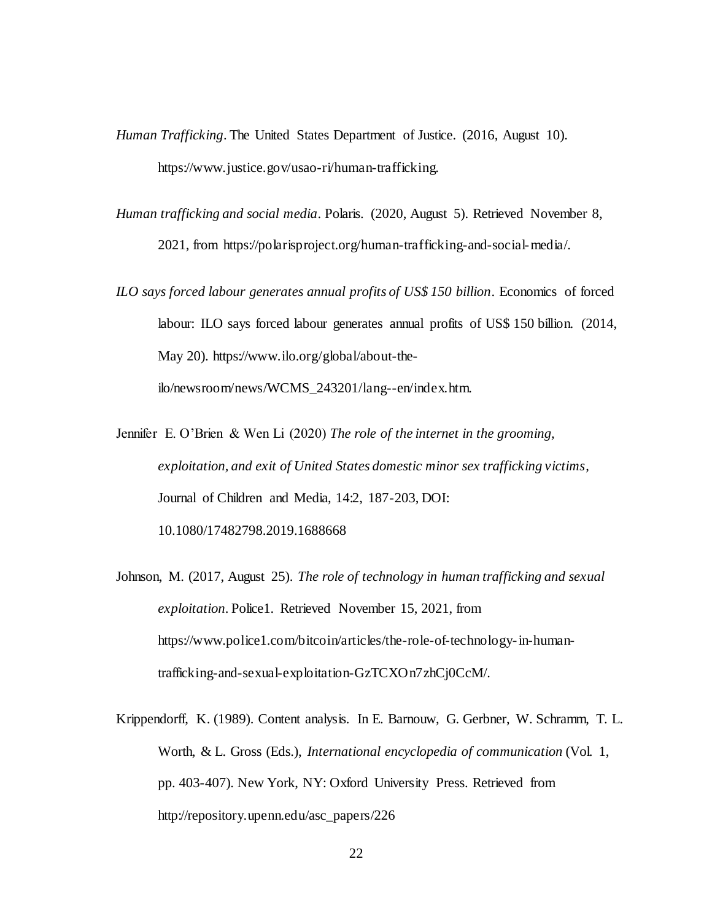*Human Trafficking*. The United States Department of Justice. (2016, August 10). https://www.justice.gov/usao-ri/human-trafficking.

*Human trafficking and social media*. Polaris. (2020, August 5). Retrieved November 8, 2021, from https://polarisproject.org/human-trafficking-and-social-media/.

*ILO says forced labour generates annual profits of US$ 150 billion*. Economics of forced labour: ILO says forced labour generates annual profits of US$ 150 billion. (2014, May 20). https://www.ilo.org/global/about-the-ilo/newsroom/news/WCMS_243201/lang--en/index.htm.

Jennifer E. O'Brien & Wen Li (2020) *The role of the internet in the grooming, exploitation, and exit of United States domestic minor sex trafficking victims*, Journal of Children and Media, 14:2, 187-203, DOI: 10.1080/17482798.2019.1688668

Johnson, M. (2017, August 25). *The role of technology in human trafficking and sexual exploitation*. Police1. Retrieved November 15, 2021, from https://www.police1.com/bitcoin/articles/the-role-of-technology-in-human-trafficking-and-sexual-exploitation-GzTCXOn7zhCj0CcM/.

Krippendorff, K. (1989). Content analysis. In E. Barnouw, G. Gerbner, W. Schramm, T. L. Worth, & L. Gross (Eds.), *International encyclopedia of communication* (Vol. 1, pp. 403-407). New York, NY: Oxford University Press. Retrieved from http://repository.upenn.edu/asc_papers/226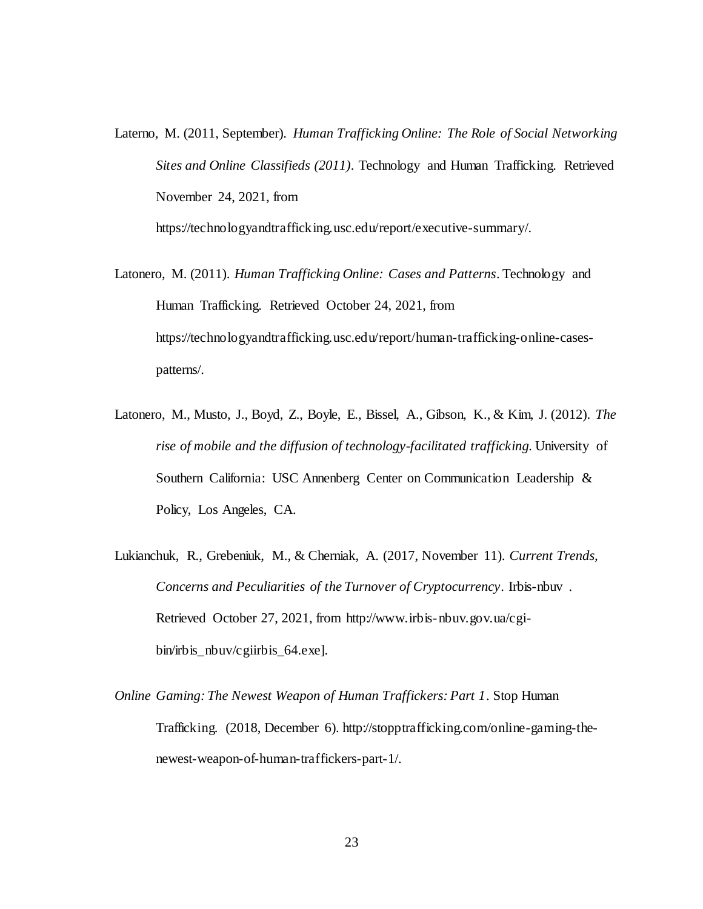Laterno, M. (2011, September). *Human Trafficking Online: The Role of Social Networking Sites and Online Classifieds (2011)*. Technology and Human Trafficking. Retrieved November 24, 2021, from https://technologyandtrafficking.usc.edu/report/executive-summary/.

Latonero, M. (2011). *Human Trafficking Online: Cases and Patterns*. Technology and Human Trafficking. Retrieved October 24, 2021, from https://technologyandtrafficking.usc.edu/report/human-trafficking-online-cases-patterns/.

Latonero, M., Musto, J., Boyd, Z., Boyle, E., Bissel, A., Gibson, K., & Kim, J. (2012). *The rise of mobile and the diffusion of technology-facilitated trafficking*. University of Southern California: USC Annenberg Center on Communication Leadership & Policy, Los Angeles, CA.

Lukianchuk, R., Grebeniuk, M., & Cherniak, A. (2017, November 11). *Current Trends, Concerns and Peculiarities of the Turnover of Cryptocurrency*. Irbis-nbuv . Retrieved October 27, 2021, from http://www.irbis-nbuv.gov.ua/cgi-bin/irbis_nbuv/cgiirbis_64.exe].

*Online Gaming: The Newest Weapon of Human Traffickers: Part 1*. Stop Human Trafficking. (2018, December 6). http://stopptrafficking.com/online-gaming-the-newest-weapon-of-human-traffickers-part-1/.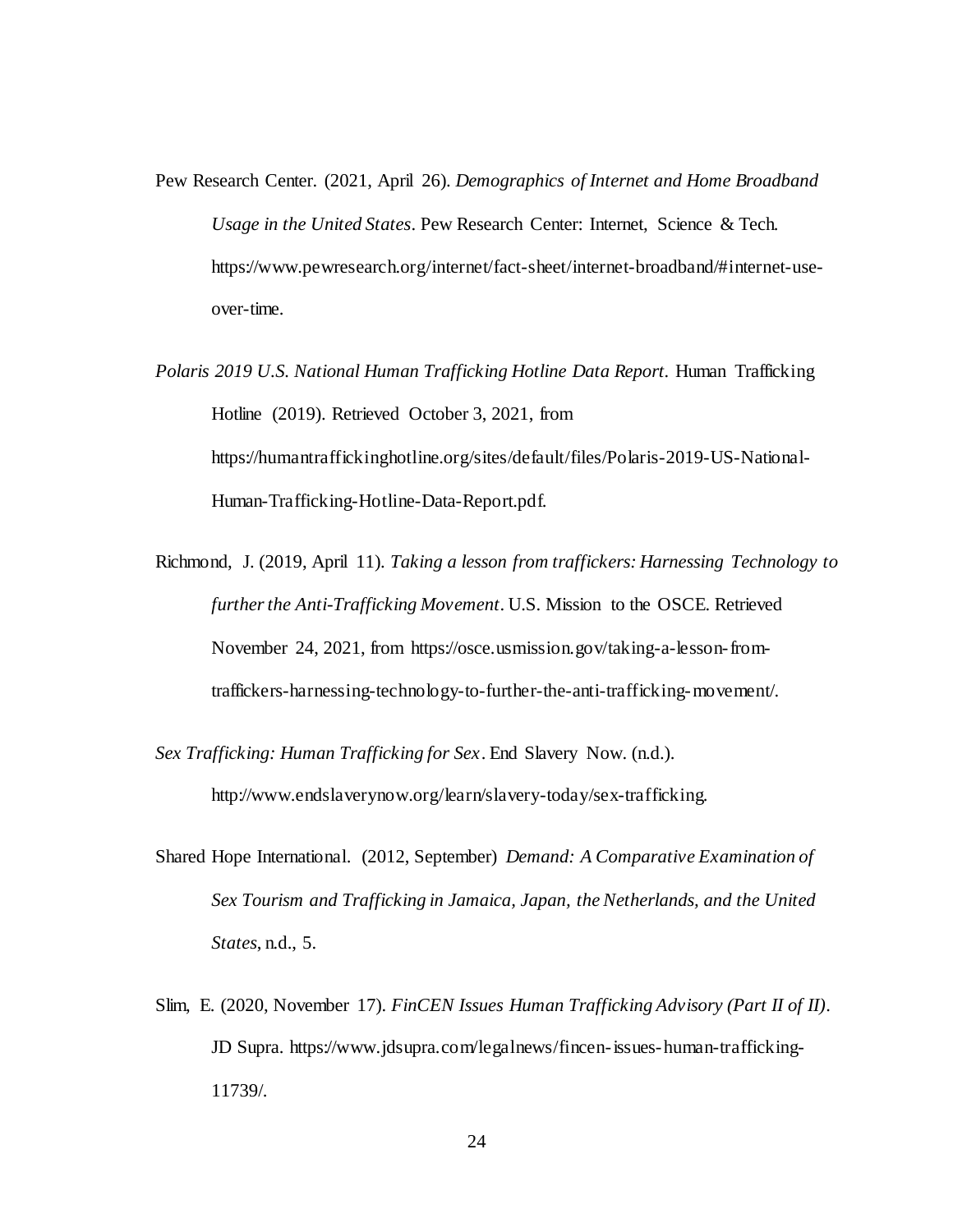Pew Research Center. (2021, April 26). *Demographics of Internet and Home Broadband Usage in the United States*. Pew Research Center: Internet, Science & Tech. https://www.pewresearch.org/internet/fact-sheet/internet-broadband/#internet-use-over-time.

*Polaris 2019 U.S. National Human Trafficking Hotline Data Report*. Human Trafficking Hotline (2019). Retrieved October 3, 2021, from https://humantraffickinghotline.org/sites/default/files/Polaris-2019-US-National-Human-Trafficking-Hotline-Data-Report.pdf.

Richmond, J. (2019, April 11). *Taking a lesson from traffickers: Harnessing Technology to further the Anti-Trafficking Movement*. U.S. Mission to the OSCE. Retrieved November 24, 2021, from https://osce.usmission.gov/taking-a-lesson-from-traffickers-harnessing-technology-to-further-the-anti-trafficking-movement/.

*Sex Trafficking: Human Trafficking for Sex*. End Slavery Now. (n.d.). http://www.endslaverynow.org/learn/slavery-today/sex-trafficking.

Shared Hope International. (2012, September) *Demand: A Comparative Examination of Sex Tourism and Trafficking in Jamaica, Japan, the Netherlands, and the United States*, n.d., 5.

Slim, E. (2020, November 17). *FinCEN Issues Human Trafficking Advisory (Part II of II)*. JD Supra. https://www.jdsupra.com/legalnews/fincen-issues-human-trafficking-11739/.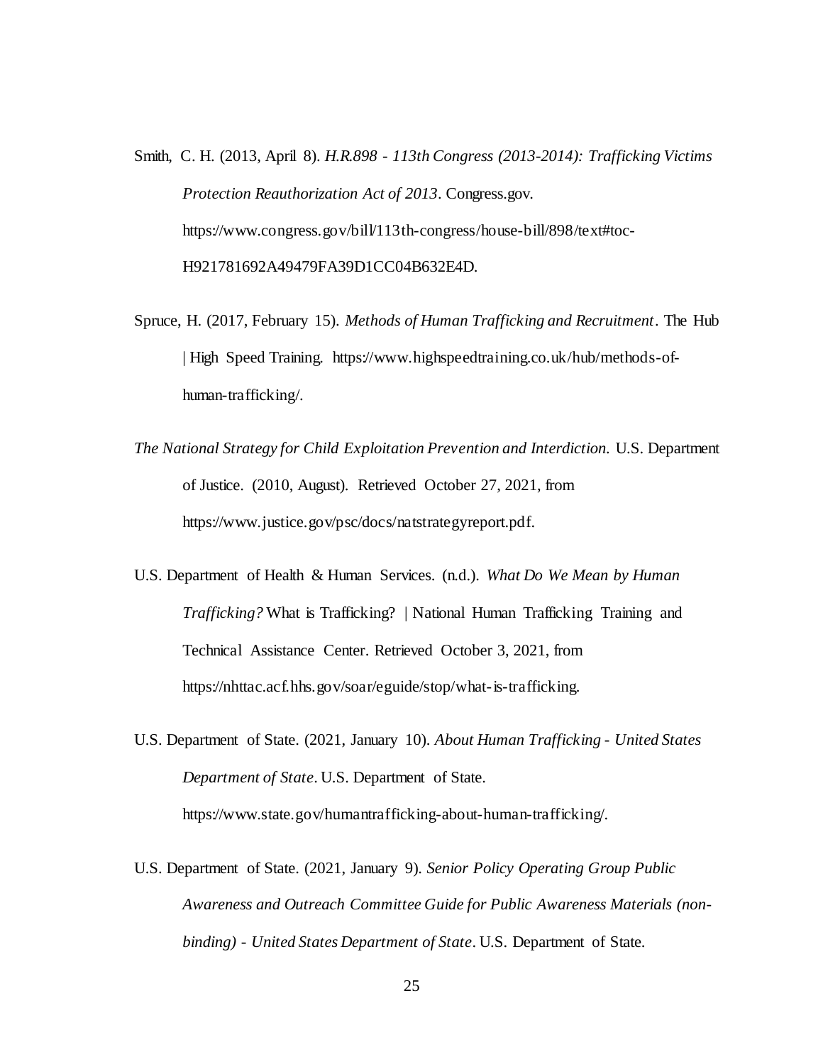Smith, C. H. (2013, April 8). *H.R.898 - 113th Congress (2013-2014): Trafficking Victims Protection Reauthorization Act of 2013*. Congress.gov. https://www.congress.gov/bill/113th-congress/house-bill/898/text#toc-H921781692A49479FA39D1CC04B632E4D.

Spruce, H. (2017, February 15). *Methods of Human Trafficking and Recruitment*. The Hub | High Speed Training. https://www.highspeedtraining.co.uk/hub/methods-of-human-trafficking/.

*The National Strategy for Child Exploitation Prevention and Interdiction.* U.S. Department of Justice. (2010, August). Retrieved October 27, 2021, from https://www.justice.gov/psc/docs/natstrategyreport.pdf.

U.S. Department of Health & Human Services. (n.d.). *What Do We Mean by Human Trafficking?* What is Trafficking? | National Human Trafficking Training and Technical Assistance Center. Retrieved October 3, 2021, from https://nhttac.acf.hhs.gov/soar/eguide/stop/what-is-trafficking.

U.S. Department of State. (2021, January 10). *About Human Trafficking - United States Department of State*. U.S. Department of State. https://www.state.gov/humantrafficking-about-human-trafficking/.

U.S. Department of State. (2021, January 9). *Senior Policy Operating Group Public Awareness and Outreach Committee Guide for Public Awareness Materials (non-binding) - United States Department of State*. U.S. Department of State.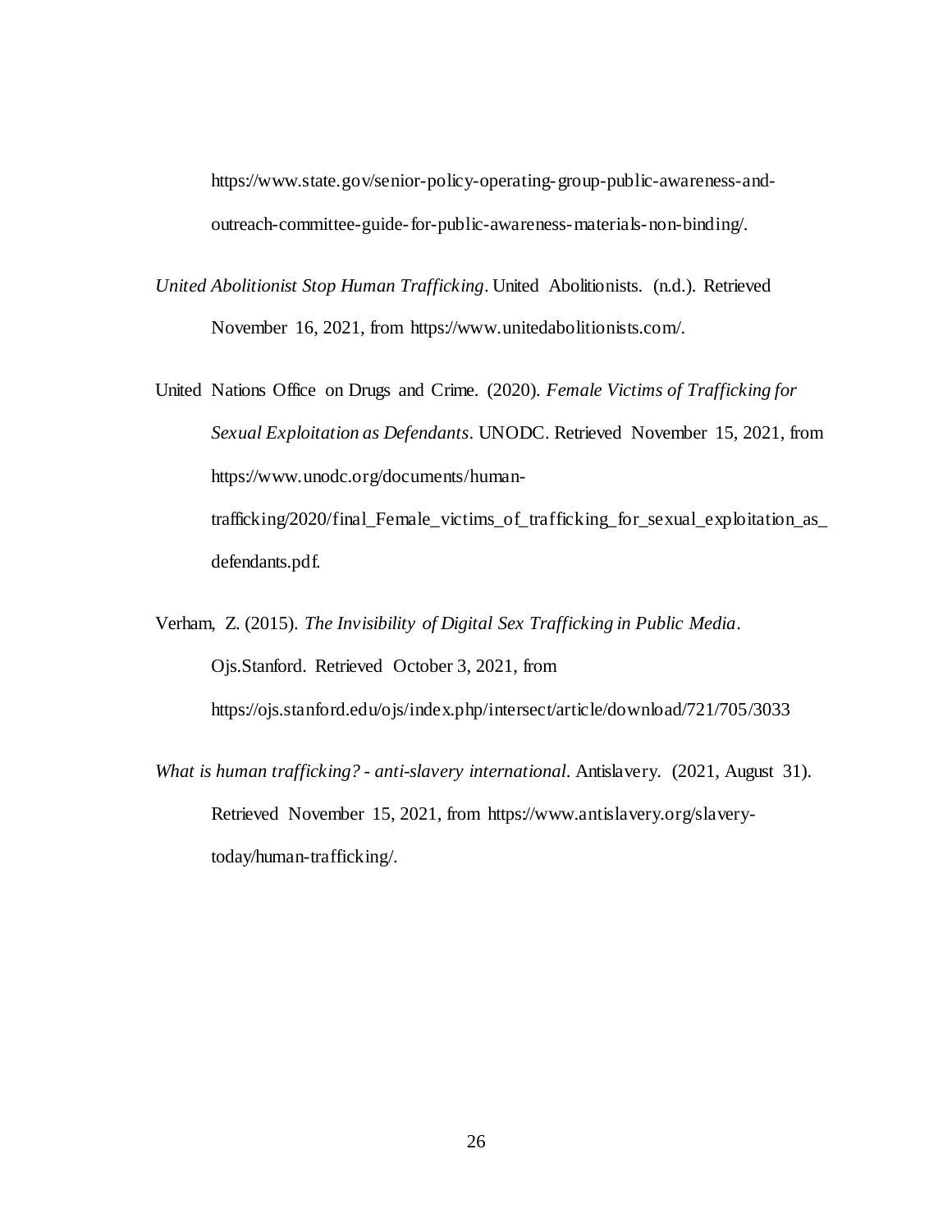https://www.state.gov/senior-policy-operating-group-public-awareness-and-outreach-committee-guide-for-public-awareness-materials-non-binding/.

*United Abolitionist Stop Human Trafficking*. United Abolitionists. (n.d.). Retrieved November 16, 2021, from https://www.unitedabolitionists.com/.

United Nations Office on Drugs and Crime. (2020). *Female Victims of Trafficking for Sexual Exploitation as Defendants*. UNODC. Retrieved November 15, 2021, from https://www.unodc.org/documents/human-trafficking/2020/final_Female_victims_of_trafficking_for_sexual_exploitation_as_defendants.pdf.

Verham, Z. (2015). *The Invisibility of Digital Sex Trafficking in Public Media*. Ojs.Stanford. Retrieved October 3, 2021, from https://ojs.stanford.edu/ojs/index.php/intersect/article/download/721/705/3033

*What is human trafficking? - anti-slavery international*. Antislavery. (2021, August 31). Retrieved November 15, 2021, from https://www.antislavery.org/slavery-today/human-trafficking/.